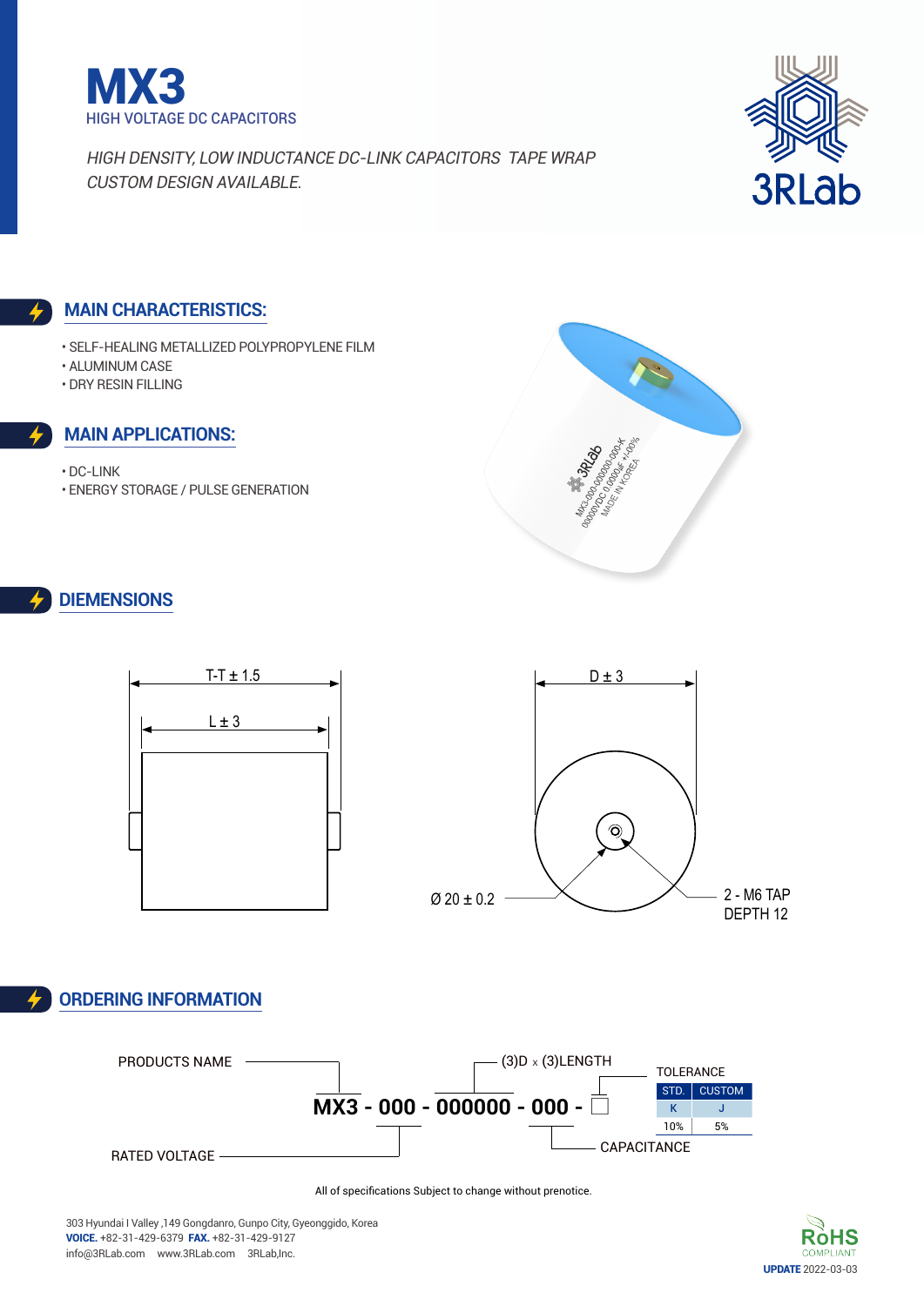# MX3

HIGH VOLTAGE DC CAPACITORS

*HIGH DENSITY, LOW INDUCTANCE DC-LINK CAPACITORS TAPE WRAP*
*CUSTOM DESIGN AVAILABLE.*

## MAIN CHARACTERISTICS:

- SELF-HEALING METALLIZED POLYPROPYLENE FILM
- ALUMINUM CASE
- DRY RESIN FILLING

## MAIN APPLICATIONS:

- DC-LINK
- ENERGY STORAGE / PULSE GENERATION

## DIEMENSIONS

T-T ± 1.5

L ± 3

D ± 3

Ø 20 ± 0.2

2 - M6 TAP DEPTH 12

## ORDERING INFORMATION

**MX3 - 000 - 000000 - 000 - □**

- PRODUCTS NAME: MX3
- RATED VOLTAGE: 000
- (3)D x (3)LENGTH: 000000
- CAPACITANCE: 000
- TOLERANCE: □

| TOLERANCE | |
|---|---|
| STD. | CUSTOM |
| K | J |
| 10% | 5% |

All of specifications Subject to change without prenotice.

303 Hyundai I Valley ,149 Gongdanro, Gunpo City, Gyeonggido, Korea
**VOICE.** +82-31-429-6379 **FAX.** +82-31-429-9127
info@3RLab.com www.3RLab.com 3RLab,Inc.

RoHS COMPLIANT

**UPDATE** 2022-03-03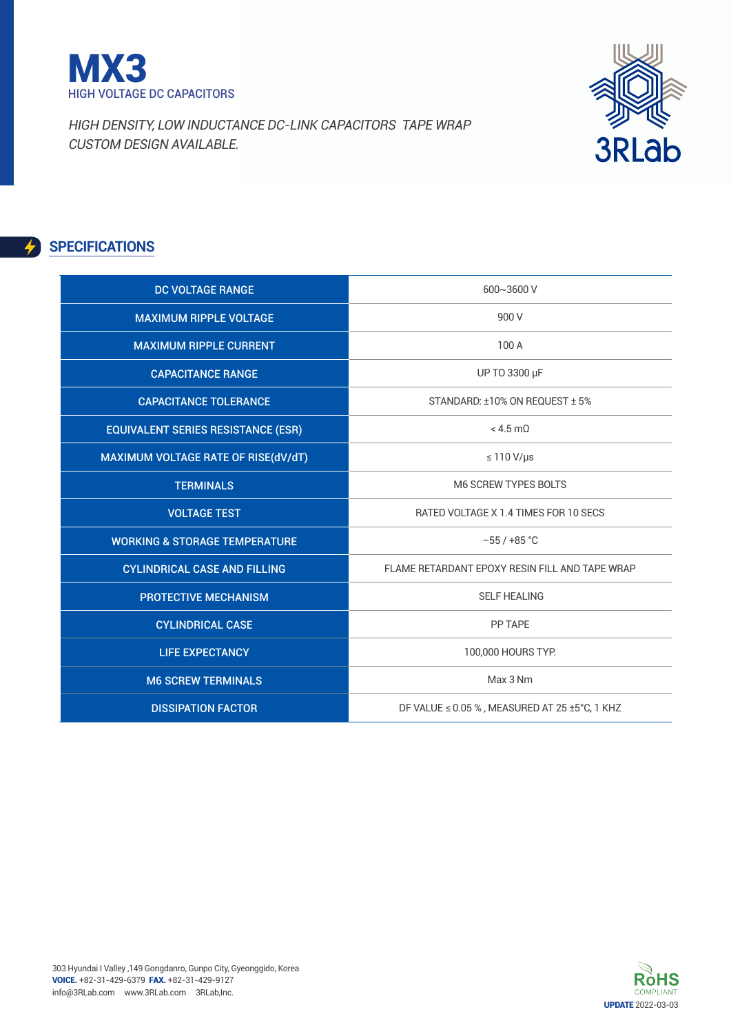# MX3

HIGH VOLTAGE DC CAPACITORS

*HIGH DENSITY, LOW INDUCTANCE DC-LINK CAPACITORS TAPE WRAP*
*CUSTOM DESIGN AVAILABLE.*

3RLab

## SPECIFICATIONS

| | |
|---|---|
| DC VOLTAGE RANGE | 600~3600 V |
| MAXIMUM RIPPLE VOLTAGE | 900 V |
| MAXIMUM RIPPLE CURRENT | 100 A |
| CAPACITANCE RANGE | UP TO 3300 μF |
| CAPACITANCE TOLERANCE | STANDARD: ±10% ON REQUEST ± 5% |
| EQUIVALENT SERIES RESISTANCE (ESR) | < 4.5 mΩ |
| MAXIMUM VOLTAGE RATE OF RISE(dV/dT) | ≤ 110 V/μs |
| TERMINALS | M6 SCREW TYPES BOLTS |
| VOLTAGE TEST | RATED VOLTAGE X 1.4 TIMES FOR 10 SECS |
| WORKING & STORAGE TEMPERATURE | −55 / +85 °C |
| CYLINDRICAL CASE AND FILLING | FLAME RETARDANT EPOXY RESIN FILL AND TAPE WRAP |
| PROTECTIVE MECHANISM | SELF HEALING |
| CYLINDRICAL CASE | PP TAPE |
| LIFE EXPECTANCY | 100,000 HOURS TYP. |
| M6 SCREW TERMINALS | Max 3 Nm |
| DISSIPATION FACTOR | DF VALUE ≤ 0.05 % , MEASURED AT 25 ±5°C, 1 KHZ |

303 Hyundai I Valley ,149 Gongdanro, Gunpo City, Gyeonggido, Korea
**VOICE.** +82-31-429-6379 **FAX.** +82-31-429-9127
info@3RLab.com www.3RLab.com 3RLab,Inc.

RoHS COMPLIANT

**UPDATE** 2022-03-03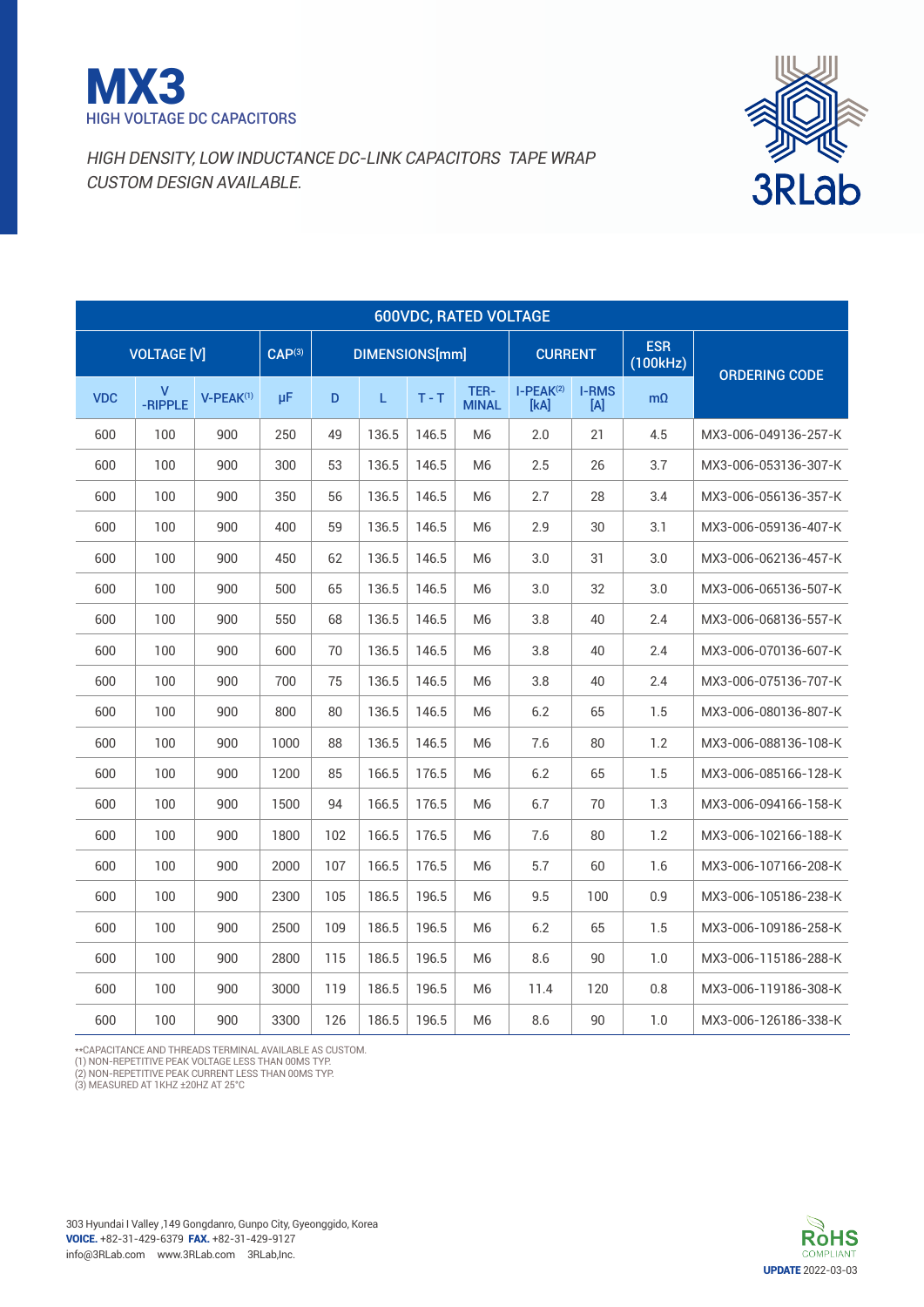# MX3

HIGH VOLTAGE DC CAPACITORS

*HIGH DENSITY, LOW INDUCTANCE DC-LINK CAPACITORS TAPE WRAP CUSTOM DESIGN AVAILABLE.*

| 600VDC, RATED VOLTAGE | | | | | | | | | | | |
|---|---|---|---|---|---|---|---|---|---|---|---|
| VOLTAGE [V] | | | CAP(3) | DIMENSIONS[mm] | | | | CURRENT | | ESR (100kHz) | ORDERING CODE |
| VDC | V -RIPPLE | V-PEAK(1) | µF | D | L | T - T | TER-MINAL | I-PEAK(2) [kA] | I-RMS [A] | mΩ | |
| 600 | 100 | 900 | 250 | 49 | 136.5 | 146.5 | M6 | 2.0 | 21 | 4.5 | MX3-006-049136-257-K |
| 600 | 100 | 900 | 300 | 53 | 136.5 | 146.5 | M6 | 2.5 | 26 | 3.7 | MX3-006-053136-307-K |
| 600 | 100 | 900 | 350 | 56 | 136.5 | 146.5 | M6 | 2.7 | 28 | 3.4 | MX3-006-056136-357-K |
| 600 | 100 | 900 | 400 | 59 | 136.5 | 146.5 | M6 | 2.9 | 30 | 3.1 | MX3-006-059136-407-K |
| 600 | 100 | 900 | 450 | 62 | 136.5 | 146.5 | M6 | 3.0 | 31 | 3.0 | MX3-006-062136-457-K |
| 600 | 100 | 900 | 500 | 65 | 136.5 | 146.5 | M6 | 3.0 | 32 | 3.0 | MX3-006-065136-507-K |
| 600 | 100 | 900 | 550 | 68 | 136.5 | 146.5 | M6 | 3.8 | 40 | 2.4 | MX3-006-068136-557-K |
| 600 | 100 | 900 | 600 | 70 | 136.5 | 146.5 | M6 | 3.8 | 40 | 2.4 | MX3-006-070136-607-K |
| 600 | 100 | 900 | 700 | 75 | 136.5 | 146.5 | M6 | 3.8 | 40 | 2.4 | MX3-006-075136-707-K |
| 600 | 100 | 900 | 800 | 80 | 136.5 | 146.5 | M6 | 6.2 | 65 | 1.5 | MX3-006-080136-807-K |
| 600 | 100 | 900 | 1000 | 88 | 136.5 | 146.5 | M6 | 7.6 | 80 | 1.2 | MX3-006-088136-108-K |
| 600 | 100 | 900 | 1200 | 85 | 166.5 | 176.5 | M6 | 6.2 | 65 | 1.5 | MX3-006-085166-128-K |
| 600 | 100 | 900 | 1500 | 94 | 166.5 | 176.5 | M6 | 6.7 | 70 | 1.3 | MX3-006-094166-158-K |
| 600 | 100 | 900 | 1800 | 102 | 166.5 | 176.5 | M6 | 7.6 | 80 | 1.2 | MX3-006-102166-188-K |
| 600 | 100 | 900 | 2000 | 107 | 166.5 | 176.5 | M6 | 5.7 | 60 | 1.6 | MX3-006-107166-208-K |
| 600 | 100 | 900 | 2300 | 105 | 186.5 | 196.5 | M6 | 9.5 | 100 | 0.9 | MX3-006-105186-238-K |
| 600 | 100 | 900 | 2500 | 109 | 186.5 | 196.5 | M6 | 6.2 | 65 | 1.5 | MX3-006-109186-258-K |
| 600 | 100 | 900 | 2800 | 115 | 186.5 | 196.5 | M6 | 8.6 | 90 | 1.0 | MX3-006-115186-288-K |
| 600 | 100 | 900 | 3000 | 119 | 186.5 | 196.5 | M6 | 11.4 | 120 | 0.8 | MX3-006-119186-308-K |
| 600 | 100 | 900 | 3300 | 126 | 186.5 | 196.5 | M6 | 8.6 | 90 | 1.0 | MX3-006-126186-338-K |

**CAPACITANCE AND THREADS TERMINAL AVAILABLE AS CUSTOM.
(1) NON-REPETITIVE PEAK VOLTAGE LESS THAN 00MS TYP.
(2) NON-REPETITIVE PEAK CURRENT LESS THAN 00MS TYP.
(3) MEASURED AT 1KHZ ±20HZ AT 25°C

303 Hyundai I Valley ,149 Gongdanro, Gunpo City, Gyeonggido, Korea
**VOICE.** +82-31-429-6379 **FAX.** +82-31-429-9127
info@3RLab.com www.3RLab.com 3RLab,Inc.

RoHS COMPLIANT

**UPDATE** 2022-03-03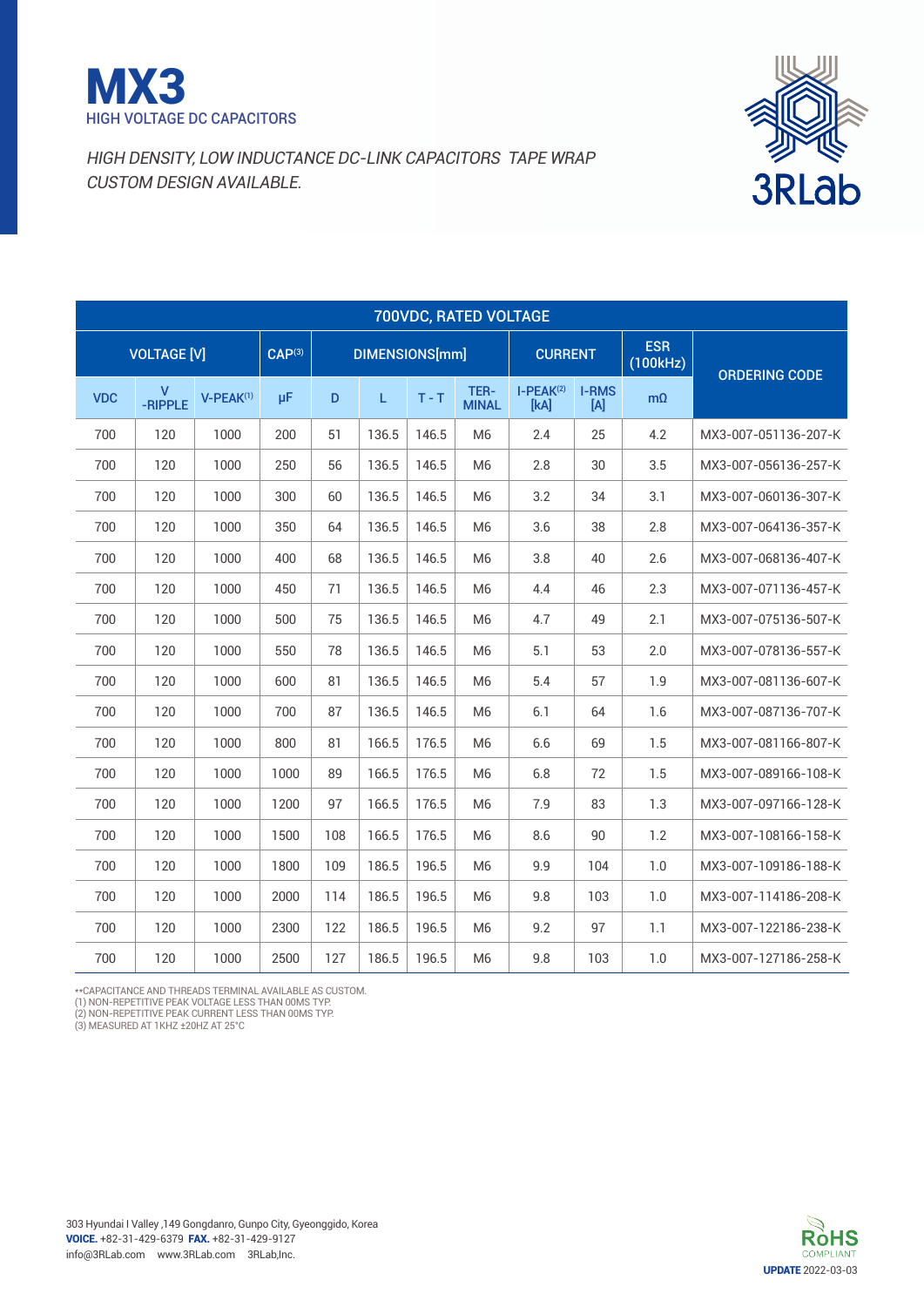# MX3

HIGH VOLTAGE DC CAPACITORS

*HIGH DENSITY, LOW INDUCTANCE DC-LINK CAPACITORS TAPE WRAP CUSTOM DESIGN AVAILABLE.*

3RLab

| 700VDC, RATED VOLTAGE | | | | | | | | | | | | |
|---|---|---|---|---|---|---|---|---|---|---|---|---|
| VOLTAGE [V] | | | CAP(3) | DIMENSIONS[mm] | | | | CURRENT | | ESR (100kHz) | ORDERING CODE |
| VDC | V -RIPPLE | V-PEAK(1) | μF | D | L | T - T | TER-MINAL | I-PEAK(2) [kA] | I-RMS [A] | mΩ | |
| 700 | 120 | 1000 | 200 | 51 | 136.5 | 146.5 | M6 | 2.4 | 25 | 4.2 | MX3-007-051136-207-K |
| 700 | 120 | 1000 | 250 | 56 | 136.5 | 146.5 | M6 | 2.8 | 30 | 3.5 | MX3-007-056136-257-K |
| 700 | 120 | 1000 | 300 | 60 | 136.5 | 146.5 | M6 | 3.2 | 34 | 3.1 | MX3-007-060136-307-K |
| 700 | 120 | 1000 | 350 | 64 | 136.5 | 146.5 | M6 | 3.6 | 38 | 2.8 | MX3-007-064136-357-K |
| 700 | 120 | 1000 | 400 | 68 | 136.5 | 146.5 | M6 | 3.8 | 40 | 2.6 | MX3-007-068136-407-K |
| 700 | 120 | 1000 | 450 | 71 | 136.5 | 146.5 | M6 | 4.4 | 46 | 2.3 | MX3-007-071136-457-K |
| 700 | 120 | 1000 | 500 | 75 | 136.5 | 146.5 | M6 | 4.7 | 49 | 2.1 | MX3-007-075136-507-K |
| 700 | 120 | 1000 | 550 | 78 | 136.5 | 146.5 | M6 | 5.1 | 53 | 2.0 | MX3-007-078136-557-K |
| 700 | 120 | 1000 | 600 | 81 | 136.5 | 146.5 | M6 | 5.4 | 57 | 1.9 | MX3-007-081136-607-K |
| 700 | 120 | 1000 | 700 | 87 | 136.5 | 146.5 | M6 | 6.1 | 64 | 1.6 | MX3-007-087136-707-K |
| 700 | 120 | 1000 | 800 | 81 | 166.5 | 176.5 | M6 | 6.6 | 69 | 1.5 | MX3-007-081166-807-K |
| 700 | 120 | 1000 | 1000 | 89 | 166.5 | 176.5 | M6 | 6.8 | 72 | 1.5 | MX3-007-089166-108-K |
| 700 | 120 | 1000 | 1200 | 97 | 166.5 | 176.5 | M6 | 7.9 | 83 | 1.3 | MX3-007-097166-128-K |
| 700 | 120 | 1000 | 1500 | 108 | 166.5 | 176.5 | M6 | 8.6 | 90 | 1.2 | MX3-007-108166-158-K |
| 700 | 120 | 1000 | 1800 | 109 | 186.5 | 196.5 | M6 | 9.9 | 104 | 1.0 | MX3-007-109186-188-K |
| 700 | 120 | 1000 | 2000 | 114 | 186.5 | 196.5 | M6 | 9.8 | 103 | 1.0 | MX3-007-114186-208-K |
| 700 | 120 | 1000 | 2300 | 122 | 186.5 | 196.5 | M6 | 9.2 | 97 | 1.1 | MX3-007-122186-238-K |
| 700 | 120 | 1000 | 2500 | 127 | 186.5 | 196.5 | M6 | 9.8 | 103 | 1.0 | MX3-007-127186-258-K |

**CAPACITANCE AND THREADS TERMINAL AVAILABLE AS CUSTOM.
(1) NON-REPETITIVE PEAK VOLTAGE LESS THAN 00MS TYP.
(2) NON-REPETITIVE PEAK CURRENT LESS THAN 00MS TYP.
(3) MEASURED AT 1KHZ ±20HZ AT 25°C

303 Hyundai I Valley ,149 Gongdanro, Gunpo City, Gyeonggido, Korea
**VOICE.** +82-31-429-6379 **FAX.** +82-31-429-9127
info@3RLab.com www.3RLab.com 3RLab,Inc.

RoHS COMPLIANT

**UPDATE** 2022-03-03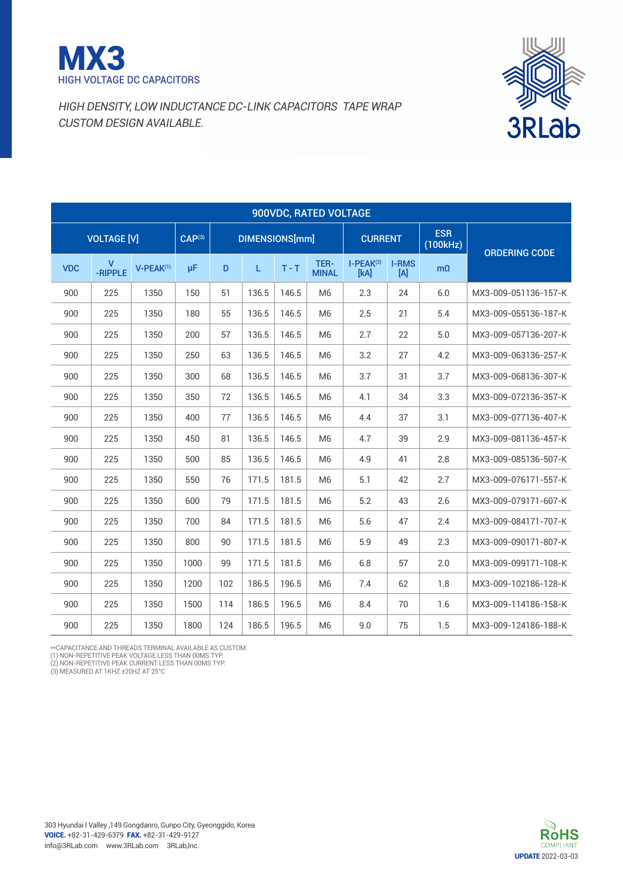# MX3

HIGH VOLTAGE DC CAPACITORS

*HIGH DENSITY, LOW INDUCTANCE DC-LINK CAPACITORS TAPE WRAP*
*CUSTOM DESIGN AVAILABLE.*

3RLab

| 900VDC, RATED VOLTAGE | | | | | | | | | | | |
|---|---|---|---|---|---|---|---|---|---|---|---|
| VOLTAGE [V] | | | CAP(3) | DIMENSIONS[mm] | | | | CURRENT | | ESR (100kHz) | ORDERING CODE |
| VDC | V -RIPPLE | V-PEAK(1) | μF | D | L | T - T | TER-MINAL | I-PEAK(2) [kA] | I-RMS [A] | mΩ | |
| 900 | 225 | 1350 | 150 | 51 | 136.5 | 146.5 | M6 | 2.3 | 24 | 6.0 | MX3-009-051136-157-K |
| 900 | 225 | 1350 | 180 | 55 | 136.5 | 146.5 | M6 | 2.5 | 21 | 5.4 | MX3-009-055136-187-K |
| 900 | 225 | 1350 | 200 | 57 | 136.5 | 146.5 | M6 | 2.7 | 22 | 5.0 | MX3-009-057136-207-K |
| 900 | 225 | 1350 | 250 | 63 | 136.5 | 146.5 | M6 | 3.2 | 27 | 4.2 | MX3-009-063136-257-K |
| 900 | 225 | 1350 | 300 | 68 | 136.5 | 146.5 | M6 | 3.7 | 31 | 3.7 | MX3-009-068136-307-K |
| 900 | 225 | 1350 | 350 | 72 | 136.5 | 146.5 | M6 | 4.1 | 34 | 3.3 | MX3-009-072136-357-K |
| 900 | 225 | 1350 | 400 | 77 | 136.5 | 146.5 | M6 | 4.4 | 37 | 3.1 | MX3-009-077136-407-K |
| 900 | 225 | 1350 | 450 | 81 | 136.5 | 146.5 | M6 | 4.7 | 39 | 2.9 | MX3-009-081136-457-K |
| 900 | 225 | 1350 | 500 | 85 | 136.5 | 146.5 | M6 | 4.9 | 41 | 2.8 | MX3-009-085136-507-K |
| 900 | 225 | 1350 | 550 | 76 | 171.5 | 181.5 | M6 | 5.1 | 42 | 2.7 | MX3-009-076171-557-K |
| 900 | 225 | 1350 | 600 | 79 | 171.5 | 181.5 | M6 | 5.2 | 43 | 2.6 | MX3-009-079171-607-K |
| 900 | 225 | 1350 | 700 | 84 | 171.5 | 181.5 | M6 | 5.6 | 47 | 2.4 | MX3-009-084171-707-K |
| 900 | 225 | 1350 | 800 | 90 | 171.5 | 181.5 | M6 | 5.9 | 49 | 2.3 | MX3-009-090171-807-K |
| 900 | 225 | 1350 | 1000 | 99 | 171.5 | 181.5 | M6 | 6.8 | 57 | 2.0 | MX3-009-099171-108-K |
| 900 | 225 | 1350 | 1200 | 102 | 186.5 | 196.5 | M6 | 7.4 | 62 | 1.8 | MX3-009-102186-128-K |
| 900 | 225 | 1350 | 1500 | 114 | 186.5 | 196.5 | M6 | 8.4 | 70 | 1.6 | MX3-009-114186-158-K |
| 900 | 225 | 1350 | 1800 | 124 | 186.5 | 196.5 | M6 | 9.0 | 75 | 1.5 | MX3-009-124186-188-K |

**CAPACITANCE AND THREADS TERMINAL AVAILABLE AS CUSTOM.
(1) NON-REPETITIVE PEAK VOLTAGE LESS THAN 00MS TYP.
(2) NON-REPETITIVE PEAK CURRENT LESS THAN 00MS TYP.
(3) MEASURED AT 1KHZ ±20HZ AT 25°C

303 Hyundai I Valley ,149 Gongdanro, Gunpo City, Gyeonggido, Korea
**VOICE.** +82-31-429-6379 **FAX.** +82-31-429-9127
info@3RLab.com www.3RLab.com 3RLab,Inc.

RoHS COMPLIANT
**UPDATE** 2022-03-03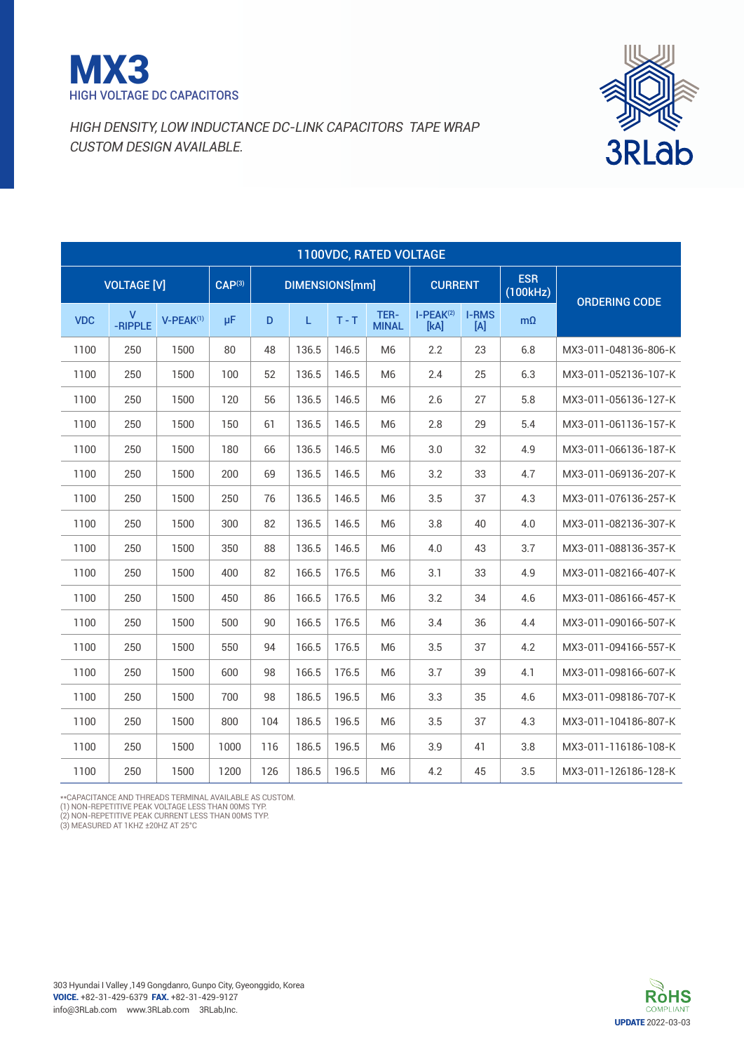# MX3

HIGH VOLTAGE DC CAPACITORS

*HIGH DENSITY, LOW INDUCTANCE DC-LINK CAPACITORS TAPE WRAP CUSTOM DESIGN AVAILABLE.*

| 1100VDC, RATED VOLTAGE | | | | | | | | | | | |
|---|---|---|---|---|---|---|---|---|---|---|---|
| VOLTAGE [V] | | | CAP(3) | DIMENSIONS[mm] | | | | CURRENT | | ESR (100kHz) | ORDERING CODE |
| VDC | V -RIPPLE | V-PEAK(1) | µF | D | L | T - T | TER-MINAL | I-PEAK(2) [kA] | I-RMS [A] | mΩ | |
| 1100 | 250 | 1500 | 80 | 48 | 136.5 | 146.5 | M6 | 2.2 | 23 | 6.8 | MX3-011-048136-806-K |
| 1100 | 250 | 1500 | 100 | 52 | 136.5 | 146.5 | M6 | 2.4 | 25 | 6.3 | MX3-011-052136-107-K |
| 1100 | 250 | 1500 | 120 | 56 | 136.5 | 146.5 | M6 | 2.6 | 27 | 5.8 | MX3-011-056136-127-K |
| 1100 | 250 | 1500 | 150 | 61 | 136.5 | 146.5 | M6 | 2.8 | 29 | 5.4 | MX3-011-061136-157-K |
| 1100 | 250 | 1500 | 180 | 66 | 136.5 | 146.5 | M6 | 3.0 | 32 | 4.9 | MX3-011-066136-187-K |
| 1100 | 250 | 1500 | 200 | 69 | 136.5 | 146.5 | M6 | 3.2 | 33 | 4.7 | MX3-011-069136-207-K |
| 1100 | 250 | 1500 | 250 | 76 | 136.5 | 146.5 | M6 | 3.5 | 37 | 4.3 | MX3-011-076136-257-K |
| 1100 | 250 | 1500 | 300 | 82 | 136.5 | 146.5 | M6 | 3.8 | 40 | 4.0 | MX3-011-082136-307-K |
| 1100 | 250 | 1500 | 350 | 88 | 136.5 | 146.5 | M6 | 4.0 | 43 | 3.7 | MX3-011-088136-357-K |
| 1100 | 250 | 1500 | 400 | 82 | 166.5 | 176.5 | M6 | 3.1 | 33 | 4.9 | MX3-011-082166-407-K |
| 1100 | 250 | 1500 | 450 | 86 | 166.5 | 176.5 | M6 | 3.2 | 34 | 4.6 | MX3-011-086166-457-K |
| 1100 | 250 | 1500 | 500 | 90 | 166.5 | 176.5 | M6 | 3.4 | 36 | 4.4 | MX3-011-090166-507-K |
| 1100 | 250 | 1500 | 550 | 94 | 166.5 | 176.5 | M6 | 3.5 | 37 | 4.2 | MX3-011-094166-557-K |
| 1100 | 250 | 1500 | 600 | 98 | 166.5 | 176.5 | M6 | 3.7 | 39 | 4.1 | MX3-011-098166-607-K |
| 1100 | 250 | 1500 | 700 | 98 | 186.5 | 196.5 | M6 | 3.3 | 35 | 4.6 | MX3-011-098186-707-K |
| 1100 | 250 | 1500 | 800 | 104 | 186.5 | 196.5 | M6 | 3.5 | 37 | 4.3 | MX3-011-104186-807-K |
| 1100 | 250 | 1500 | 1000 | 116 | 186.5 | 196.5 | M6 | 3.9 | 41 | 3.8 | MX3-011-116186-108-K |
| 1100 | 250 | 1500 | 1200 | 126 | 186.5 | 196.5 | M6 | 4.2 | 45 | 3.5 | MX3-011-126186-128-K |

**CAPACITANCE AND THREADS TERMINAL AVAILABLE AS CUSTOM.
(1) NON-REPETITIVE PEAK VOLTAGE LESS THAN 00MS TYP.
(2) NON-REPETITIVE PEAK CURRENT LESS THAN 00MS TYP.
(3) MEASURED AT 1KHZ ±20HZ AT 25°C

303 Hyundai I Valley ,149 Gongdanro, Gunpo City, Gyeonggido, Korea
**VOICE.** +82-31-429-6379 **FAX.** +82-31-429-9127
info@3RLab.com www.3RLab.com 3RLab,Inc.

RoHS COMPLIANT

**UPDATE** 2022-03-03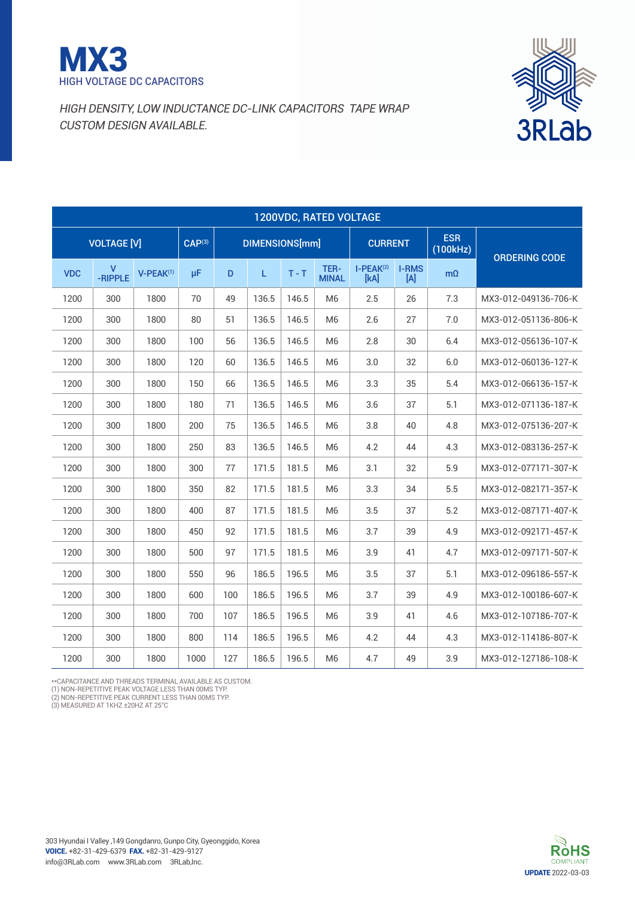# MX3

HIGH VOLTAGE DC CAPACITORS

*HIGH DENSITY, LOW INDUCTANCE DC-LINK CAPACITORS TAPE WRAP CUSTOM DESIGN AVAILABLE.*

3RLab

| 1200VDC, RATED VOLTAGE | | | | | | | | | | | |
|---|---|---|---|---|---|---|---|---|---|---|---|
| VOLTAGE [V] | | | CAP(3) | DIMENSIONS[mm] | | | | CURRENT | | ESR (100kHz) | ORDERING CODE |
| VDC | V -RIPPLE | V-PEAK(1) | μF | D | L | T - T | TER-MINAL | I-PEAK(2) [kA] | I-RMS [A] | mΩ | |
| 1200 | 300 | 1800 | 70 | 49 | 136.5 | 146.5 | M6 | 2.5 | 26 | 7.3 | MX3-012-049136-706-K |
| 1200 | 300 | 1800 | 80 | 51 | 136.5 | 146.5 | M6 | 2.6 | 27 | 7.0 | MX3-012-051136-806-K |
| 1200 | 300 | 1800 | 100 | 56 | 136.5 | 146.5 | M6 | 2.8 | 30 | 6.4 | MX3-012-056136-107-K |
| 1200 | 300 | 1800 | 120 | 60 | 136.5 | 146.5 | M6 | 3.0 | 32 | 6.0 | MX3-012-060136-127-K |
| 1200 | 300 | 1800 | 150 | 66 | 136.5 | 146.5 | M6 | 3.3 | 35 | 5.4 | MX3-012-066136-157-K |
| 1200 | 300 | 1800 | 180 | 71 | 136.5 | 146.5 | M6 | 3.6 | 37 | 5.1 | MX3-012-071136-187-K |
| 1200 | 300 | 1800 | 200 | 75 | 136.5 | 146.5 | M6 | 3.8 | 40 | 4.8 | MX3-012-075136-207-K |
| 1200 | 300 | 1800 | 250 | 83 | 136.5 | 146.5 | M6 | 4.2 | 44 | 4.3 | MX3-012-083136-257-K |
| 1200 | 300 | 1800 | 300 | 77 | 171.5 | 181.5 | M6 | 3.1 | 32 | 5.9 | MX3-012-077171-307-K |
| 1200 | 300 | 1800 | 350 | 82 | 171.5 | 181.5 | M6 | 3.3 | 34 | 5.5 | MX3-012-082171-357-K |
| 1200 | 300 | 1800 | 400 | 87 | 171.5 | 181.5 | M6 | 3.5 | 37 | 5.2 | MX3-012-087171-407-K |
| 1200 | 300 | 1800 | 450 | 92 | 171.5 | 181.5 | M6 | 3.7 | 39 | 4.9 | MX3-012-092171-457-K |
| 1200 | 300 | 1800 | 500 | 97 | 171.5 | 181.5 | M6 | 3.9 | 41 | 4.7 | MX3-012-097171-507-K |
| 1200 | 300 | 1800 | 550 | 96 | 186.5 | 196.5 | M6 | 3.5 | 37 | 5.1 | MX3-012-096186-557-K |
| 1200 | 300 | 1800 | 600 | 100 | 186.5 | 196.5 | M6 | 3.7 | 39 | 4.9 | MX3-012-100186-607-K |
| 1200 | 300 | 1800 | 700 | 107 | 186.5 | 196.5 | M6 | 3.9 | 41 | 4.6 | MX3-012-107186-707-K |
| 1200 | 300 | 1800 | 800 | 114 | 186.5 | 196.5 | M6 | 4.2 | 44 | 4.3 | MX3-012-114186-807-K |
| 1200 | 300 | 1800 | 1000 | 127 | 186.5 | 196.5 | M6 | 4.7 | 49 | 3.9 | MX3-012-127186-108-K |

**CAPACITANCE AND THREADS TERMINAL AVAILABLE AS CUSTOM.
(1) NON-REPETITIVE PEAK VOLTAGE LESS THAN 00MS TYP.
(2) NON-REPETITIVE PEAK CURRENT LESS THAN 00MS TYP.
(3) MEASURED AT 1KHZ ±20HZ AT 25°C

303 Hyundai I Valley ,149 Gongdanro, Gunpo City, Gyeonggido, Korea
**VOICE.** +82-31-429-6379 **FAX.** +82-31-429-9127
info@3RLab.com www.3RLab.com 3RLab,Inc.

RoHS COMPLIANT

**UPDATE** 2022-03-03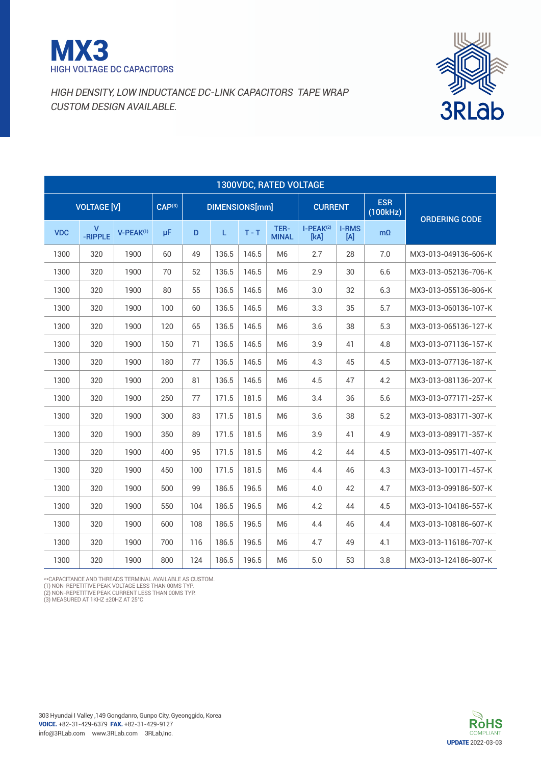# MX3

HIGH VOLTAGE DC CAPACITORS

*HIGH DENSITY, LOW INDUCTANCE DC-LINK CAPACITORS TAPE WRAP CUSTOM DESIGN AVAILABLE.*

3RLab

| 1300VDC, RATED VOLTAGE | | | | | | | | | | | |
|---|---|---|---|---|---|---|---|---|---|---|---|
| VOLTAGE [V] | | | CAP(3) | DIMENSIONS[mm] | | | | CURRENT | | ESR (100kHz) | ORDERING CODE |
| VDC | V -RIPPLE | V-PEAK(1) | µF | D | L | T - T | TER-MINAL | I-PEAK(2) [kA] | I-RMS [A] | mΩ | |
| 1300 | 320 | 1900 | 60 | 49 | 136.5 | 146.5 | M6 | 2.7 | 28 | 7.0 | MX3-013-049136-606-K |
| 1300 | 320 | 1900 | 70 | 52 | 136.5 | 146.5 | M6 | 2.9 | 30 | 6.6 | MX3-013-052136-706-K |
| 1300 | 320 | 1900 | 80 | 55 | 136.5 | 146.5 | M6 | 3.0 | 32 | 6.3 | MX3-013-055136-806-K |
| 1300 | 320 | 1900 | 100 | 60 | 136.5 | 146.5 | M6 | 3.3 | 35 | 5.7 | MX3-013-060136-107-K |
| 1300 | 320 | 1900 | 120 | 65 | 136.5 | 146.5 | M6 | 3.6 | 38 | 5.3 | MX3-013-065136-127-K |
| 1300 | 320 | 1900 | 150 | 71 | 136.5 | 146.5 | M6 | 3.9 | 41 | 4.8 | MX3-013-071136-157-K |
| 1300 | 320 | 1900 | 180 | 77 | 136.5 | 146.5 | M6 | 4.3 | 45 | 4.5 | MX3-013-077136-187-K |
| 1300 | 320 | 1900 | 200 | 81 | 136.5 | 146.5 | M6 | 4.5 | 47 | 4.2 | MX3-013-081136-207-K |
| 1300 | 320 | 1900 | 250 | 77 | 171.5 | 181.5 | M6 | 3.4 | 36 | 5.6 | MX3-013-077171-257-K |
| 1300 | 320 | 1900 | 300 | 83 | 171.5 | 181.5 | M6 | 3.6 | 38 | 5.2 | MX3-013-083171-307-K |
| 1300 | 320 | 1900 | 350 | 89 | 171.5 | 181.5 | M6 | 3.9 | 41 | 4.9 | MX3-013-089171-357-K |
| 1300 | 320 | 1900 | 400 | 95 | 171.5 | 181.5 | M6 | 4.2 | 44 | 4.5 | MX3-013-095171-407-K |
| 1300 | 320 | 1900 | 450 | 100 | 171.5 | 181.5 | M6 | 4.4 | 46 | 4.3 | MX3-013-100171-457-K |
| 1300 | 320 | 1900 | 500 | 99 | 186.5 | 196.5 | M6 | 4.0 | 42 | 4.7 | MX3-013-099186-507-K |
| 1300 | 320 | 1900 | 550 | 104 | 186.5 | 196.5 | M6 | 4.2 | 44 | 4.5 | MX3-013-104186-557-K |
| 1300 | 320 | 1900 | 600 | 108 | 186.5 | 196.5 | M6 | 4.4 | 46 | 4.4 | MX3-013-108186-607-K |
| 1300 | 320 | 1900 | 700 | 116 | 186.5 | 196.5 | M6 | 4.7 | 49 | 4.1 | MX3-013-116186-707-K |
| 1300 | 320 | 1900 | 800 | 124 | 186.5 | 196.5 | M6 | 5.0 | 53 | 3.8 | MX3-013-124186-807-K |

**CAPACITANCE AND THREADS TERMINAL AVAILABLE AS CUSTOM.
(1) NON-REPETITIVE PEAK VOLTAGE LESS THAN 00MS TYP.
(2) NON-REPETITIVE PEAK CURRENT LESS THAN 00MS TYP.
(3) MEASURED AT 1KHZ ±20HZ AT 25°C

303 Hyundai I Valley ,149 Gongdanro, Gunpo City, Gyeonggido, Korea
**VOICE.** +82-31-429-6379 **FAX.** +82-31-429-9127
info@3RLab.com www.3RLab.com 3RLab,Inc.

RoHS COMPLIANT
**UPDATE** 2022-03-03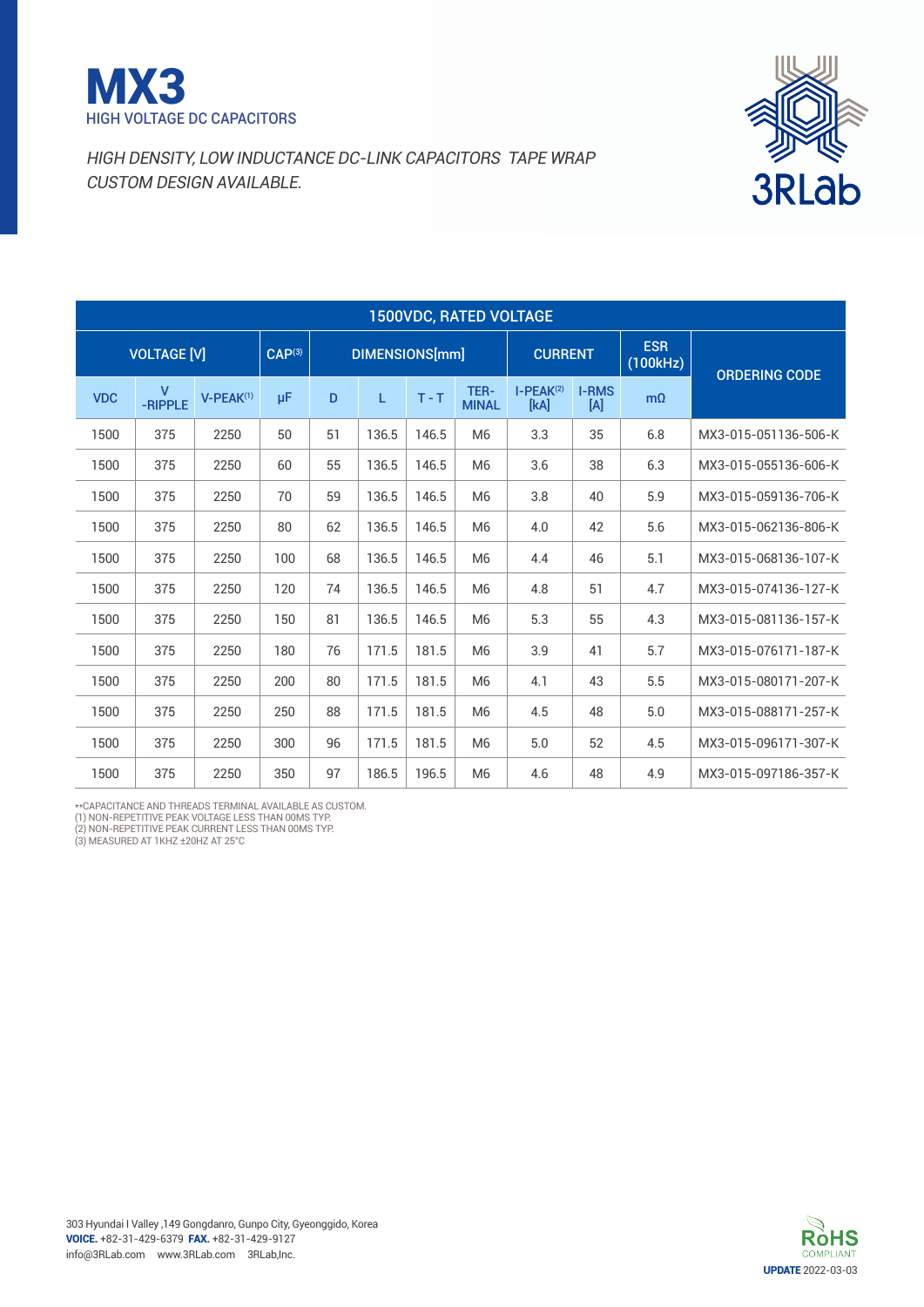# MX3

HIGH VOLTAGE DC CAPACITORS

*HIGH DENSITY, LOW INDUCTANCE DC-LINK CAPACITORS TAPE WRAP CUSTOM DESIGN AVAILABLE.*

| 1500VDC, RATED VOLTAGE | | | | | | | | | | | |
|---|---|---|---|---|---|---|---|---|---|---|---|
| VOLTAGE [V] | | | CAP[3] | DIMENSIONS[mm] | | | | CURRENT | | ESR (100kHz) | ORDERING CODE |
| VDC | V -RIPPLE | V-PEAK[1] | μF | D | L | T - T | TER-MINAL | I-PEAK[2] [kA] | I-RMS [A] | mΩ | |
| 1500 | 375 | 2250 | 50 | 51 | 136.5 | 146.5 | M6 | 3.3 | 35 | 6.8 | MX3-015-051136-506-K |
| 1500 | 375 | 2250 | 60 | 55 | 136.5 | 146.5 | M6 | 3.6 | 38 | 6.3 | MX3-015-055136-606-K |
| 1500 | 375 | 2250 | 70 | 59 | 136.5 | 146.5 | M6 | 3.8 | 40 | 5.9 | MX3-015-059136-706-K |
| 1500 | 375 | 2250 | 80 | 62 | 136.5 | 146.5 | M6 | 4.0 | 42 | 5.6 | MX3-015-062136-806-K |
| 1500 | 375 | 2250 | 100 | 68 | 136.5 | 146.5 | M6 | 4.4 | 46 | 5.1 | MX3-015-068136-107-K |
| 1500 | 375 | 2250 | 120 | 74 | 136.5 | 146.5 | M6 | 4.8 | 51 | 4.7 | MX3-015-074136-127-K |
| 1500 | 375 | 2250 | 150 | 81 | 136.5 | 146.5 | M6 | 5.3 | 55 | 4.3 | MX3-015-081136-157-K |
| 1500 | 375 | 2250 | 180 | 76 | 171.5 | 181.5 | M6 | 3.9 | 41 | 5.7 | MX3-015-076171-187-K |
| 1500 | 375 | 2250 | 200 | 80 | 171.5 | 181.5 | M6 | 4.1 | 43 | 5.5 | MX3-015-080171-207-K |
| 1500 | 375 | 2250 | 250 | 88 | 171.5 | 181.5 | M6 | 4.5 | 48 | 5.0 | MX3-015-088171-257-K |
| 1500 | 375 | 2250 | 300 | 96 | 171.5 | 181.5 | M6 | 5.0 | 52 | 4.5 | MX3-015-096171-307-K |
| 1500 | 375 | 2250 | 350 | 97 | 186.5 | 196.5 | M6 | 4.6 | 48 | 4.9 | MX3-015-097186-357-K |

**CAPACITANCE AND THREADS TERMINAL AVAILABLE AS CUSTOM.
(1) NON-REPETITIVE PEAK VOLTAGE LESS THAN 00MS TYP.
(2) NON-REPETITIVE PEAK CURRENT LESS THAN 00MS TYP.
(3) MEASURED AT 1KHZ ±20HZ AT 25°C

303 Hyundai I Valley ,149 Gongdanro, Gunpo City, Gyeonggido, Korea
**VOICE.** +82-31-429-6379 **FAX.** +82-31-429-9127
info@3RLab.com www.3RLab.com 3RLab,Inc.

RoHS COMPLIANT

**UPDATE** 2022-03-03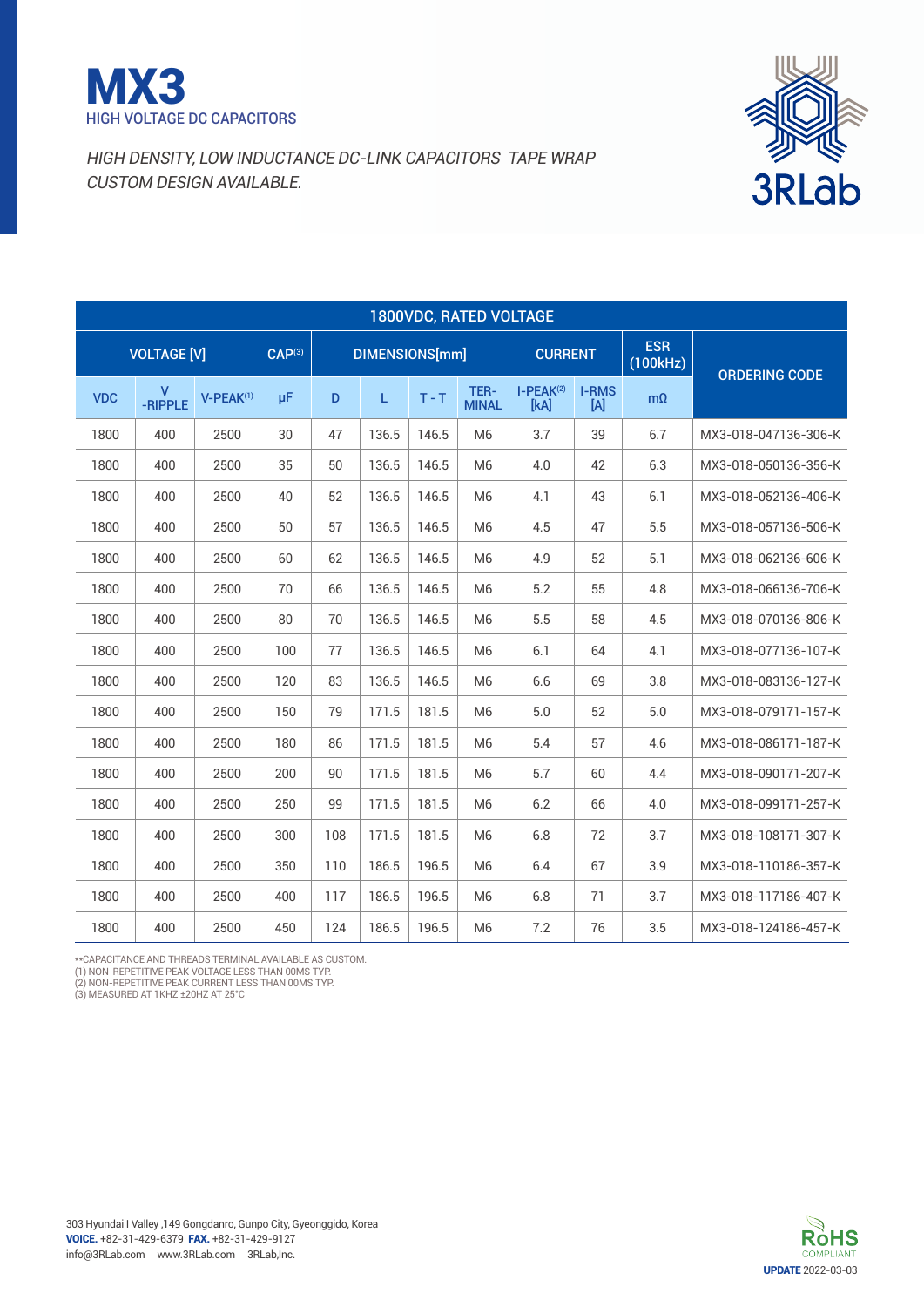# MX3

HIGH VOLTAGE DC CAPACITORS

*HIGH DENSITY, LOW INDUCTANCE DC-LINK CAPACITORS TAPE WRAP*
*CUSTOM DESIGN AVAILABLE.*

3RLab

| 1800VDC, RATED VOLTAGE | | | | | | | | | | | |
|---|---|---|---|---|---|---|---|---|---|---|---|
| VOLTAGE [V] | | | CAP(3) | DIMENSIONS[mm] | | | | CURRENT | | ESR (100kHz) | ORDERING CODE |
| VDC | V -RIPPLE | V-PEAK(1) | μF | D | L | T - T | TER-MINAL | I-PEAK(2) [kA] | I-RMS [A] | mΩ | |
| 1800 | 400 | 2500 | 30 | 47 | 136.5 | 146.5 | M6 | 3.7 | 39 | 6.7 | MX3-018-047136-306-K |
| 1800 | 400 | 2500 | 35 | 50 | 136.5 | 146.5 | M6 | 4.0 | 42 | 6.3 | MX3-018-050136-356-K |
| 1800 | 400 | 2500 | 40 | 52 | 136.5 | 146.5 | M6 | 4.1 | 43 | 6.1 | MX3-018-052136-406-K |
| 1800 | 400 | 2500 | 50 | 57 | 136.5 | 146.5 | M6 | 4.5 | 47 | 5.5 | MX3-018-057136-506-K |
| 1800 | 400 | 2500 | 60 | 62 | 136.5 | 146.5 | M6 | 4.9 | 52 | 5.1 | MX3-018-062136-606-K |
| 1800 | 400 | 2500 | 70 | 66 | 136.5 | 146.5 | M6 | 5.2 | 55 | 4.8 | MX3-018-066136-706-K |
| 1800 | 400 | 2500 | 80 | 70 | 136.5 | 146.5 | M6 | 5.5 | 58 | 4.5 | MX3-018-070136-806-K |
| 1800 | 400 | 2500 | 100 | 77 | 136.5 | 146.5 | M6 | 6.1 | 64 | 4.1 | MX3-018-077136-107-K |
| 1800 | 400 | 2500 | 120 | 83 | 136.5 | 146.5 | M6 | 6.6 | 69 | 3.8 | MX3-018-083136-127-K |
| 1800 | 400 | 2500 | 150 | 79 | 171.5 | 181.5 | M6 | 5.0 | 52 | 5.0 | MX3-018-079171-157-K |
| 1800 | 400 | 2500 | 180 | 86 | 171.5 | 181.5 | M6 | 5.4 | 57 | 4.6 | MX3-018-086171-187-K |
| 1800 | 400 | 2500 | 200 | 90 | 171.5 | 181.5 | M6 | 5.7 | 60 | 4.4 | MX3-018-090171-207-K |
| 1800 | 400 | 2500 | 250 | 99 | 171.5 | 181.5 | M6 | 6.2 | 66 | 4.0 | MX3-018-099171-257-K |
| 1800 | 400 | 2500 | 300 | 108 | 171.5 | 181.5 | M6 | 6.8 | 72 | 3.7 | MX3-018-108171-307-K |
| 1800 | 400 | 2500 | 350 | 110 | 186.5 | 196.5 | M6 | 6.4 | 67 | 3.9 | MX3-018-110186-357-K |
| 1800 | 400 | 2500 | 400 | 117 | 186.5 | 196.5 | M6 | 6.8 | 71 | 3.7 | MX3-018-117186-407-K |
| 1800 | 400 | 2500 | 450 | 124 | 186.5 | 196.5 | M6 | 7.2 | 76 | 3.5 | MX3-018-124186-457-K |

**CAPACITANCE AND THREADS TERMINAL AVAILABLE AS CUSTOM.
(1) NON-REPETITIVE PEAK VOLTAGE LESS THAN 00MS TYP.
(2) NON-REPETITIVE PEAK CURRENT LESS THAN 00MS TYP.
(3) MEASURED AT 1KHZ ±20HZ AT 25°C

303 Hyundai I Valley ,149 Gongdanro, Gunpo City, Gyeonggido, Korea
**VOICE.** +82-31-429-6379 **FAX.** +82-31-429-9127
info@3RLab.com www.3RLab.com 3RLab,Inc.

RoHS COMPLIANT

**UPDATE** 2022-03-03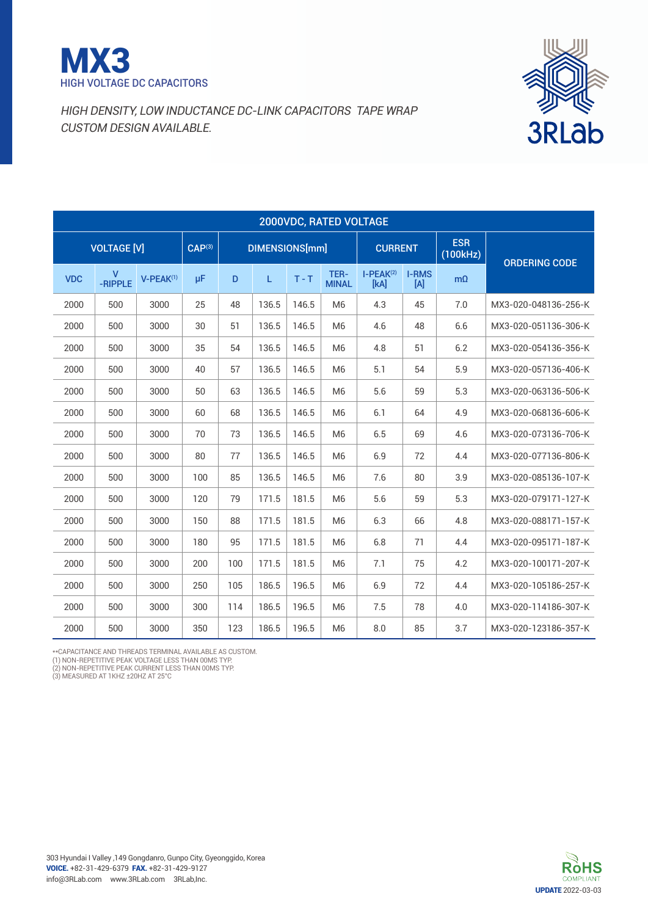# MX3

HIGH VOLTAGE DC CAPACITORS

*HIGH DENSITY, LOW INDUCTANCE DC-LINK CAPACITORS TAPE WRAP CUSTOM DESIGN AVAILABLE.*

| 2000VDC, RATED VOLTAGE | | | | | | | | | | | |
|---|---|---|---|---|---|---|---|---|---|---|---|
| VOLTAGE [V] | | | CAP(3) | DIMENSIONS[mm] | | | | CURRENT | | ESR (100kHz) | ORDERING CODE |
| VDC | V -RIPPLE | V-PEAK(1) | μF | D | L | T - T | TER-MINAL | I-PEAK(2) [kA] | I-RMS [A] | mΩ | |
| 2000 | 500 | 3000 | 25 | 48 | 136.5 | 146.5 | M6 | 4.3 | 45 | 7.0 | MX3-020-048136-256-K |
| 2000 | 500 | 3000 | 30 | 51 | 136.5 | 146.5 | M6 | 4.6 | 48 | 6.6 | MX3-020-051136-306-K |
| 2000 | 500 | 3000 | 35 | 54 | 136.5 | 146.5 | M6 | 4.8 | 51 | 6.2 | MX3-020-054136-356-K |
| 2000 | 500 | 3000 | 40 | 57 | 136.5 | 146.5 | M6 | 5.1 | 54 | 5.9 | MX3-020-057136-406-K |
| 2000 | 500 | 3000 | 50 | 63 | 136.5 | 146.5 | M6 | 5.6 | 59 | 5.3 | MX3-020-063136-506-K |
| 2000 | 500 | 3000 | 60 | 68 | 136.5 | 146.5 | M6 | 6.1 | 64 | 4.9 | MX3-020-068136-606-K |
| 2000 | 500 | 3000 | 70 | 73 | 136.5 | 146.5 | M6 | 6.5 | 69 | 4.6 | MX3-020-073136-706-K |
| 2000 | 500 | 3000 | 80 | 77 | 136.5 | 146.5 | M6 | 6.9 | 72 | 4.4 | MX3-020-077136-806-K |
| 2000 | 500 | 3000 | 100 | 85 | 136.5 | 146.5 | M6 | 7.6 | 80 | 3.9 | MX3-020-085136-107-K |
| 2000 | 500 | 3000 | 120 | 79 | 171.5 | 181.5 | M6 | 5.6 | 59 | 5.3 | MX3-020-079171-127-K |
| 2000 | 500 | 3000 | 150 | 88 | 171.5 | 181.5 | M6 | 6.3 | 66 | 4.8 | MX3-020-088171-157-K |
| 2000 | 500 | 3000 | 180 | 95 | 171.5 | 181.5 | M6 | 6.8 | 71 | 4.4 | MX3-020-095171-187-K |
| 2000 | 500 | 3000 | 200 | 100 | 171.5 | 181.5 | M6 | 7.1 | 75 | 4.2 | MX3-020-100171-207-K |
| 2000 | 500 | 3000 | 250 | 105 | 186.5 | 196.5 | M6 | 6.9 | 72 | 4.4 | MX3-020-105186-257-K |
| 2000 | 500 | 3000 | 300 | 114 | 186.5 | 196.5 | M6 | 7.5 | 78 | 4.0 | MX3-020-114186-307-K |
| 2000 | 500 | 3000 | 350 | 123 | 186.5 | 196.5 | M6 | 8.0 | 85 | 3.7 | MX3-020-123186-357-K |

**CAPACITANCE AND THREADS TERMINAL AVAILABLE AS CUSTOM.
(1) NON-REPETITIVE PEAK VOLTAGE LESS THAN 00MS TYP.
(2) NON-REPETITIVE PEAK CURRENT LESS THAN 00MS TYP.
(3) MEASURED AT 1KHZ ±20HZ AT 25°C

303 Hyundai I Valley ,149 Gongdanro, Gunpo City, Gyeonggido, Korea
**VOICE.** +82-31-429-6379 **FAX.** +82-31-429-9127
info@3RLab.com www.3RLab.com 3RLab,Inc.

RoHS COMPLIANT

**UPDATE** 2022-03-03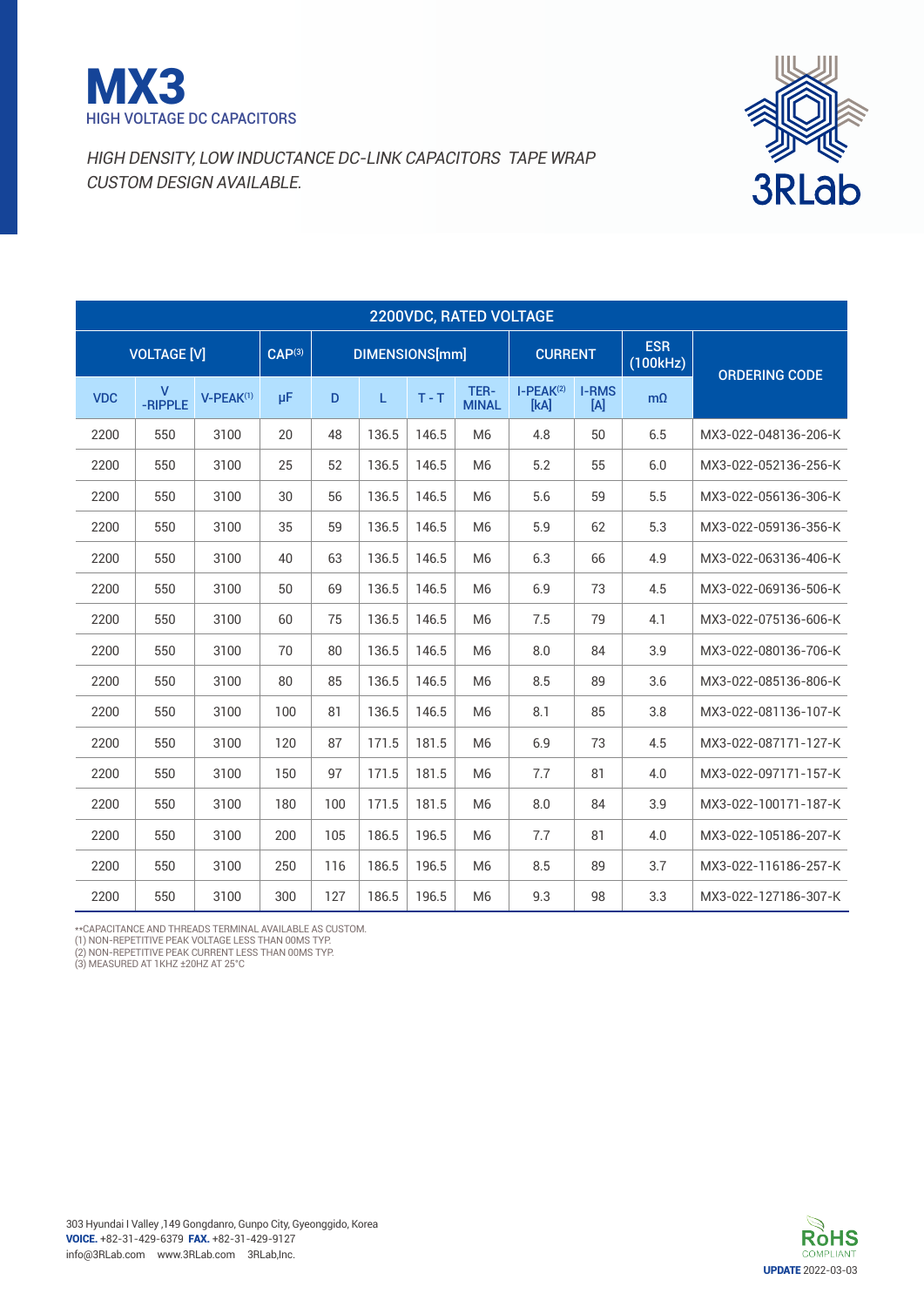# MX3

HIGH VOLTAGE DC CAPACITORS

*HIGH DENSITY, LOW INDUCTANCE DC-LINK CAPACITORS TAPE WRAP CUSTOM DESIGN AVAILABLE.*

| 2200VDC, RATED VOLTAGE | | | | | | | | | | | |
|---|---|---|---|---|---|---|---|---|---|---|---|
| VOLTAGE [V] | | | CAP[3] | DIMENSIONS[mm] | | | | CURRENT | | ESR (100kHz) | ORDERING CODE |
| VDC | V -RIPPLE | V-PEAK[1] | μF | D | L | T - T | TER-MINAL | I-PEAK[2] [kA] | I-RMS [A] | mΩ | |
| 2200 | 550 | 3100 | 20 | 48 | 136.5 | 146.5 | M6 | 4.8 | 50 | 6.5 | MX3-022-048136-206-K |
| 2200 | 550 | 3100 | 25 | 52 | 136.5 | 146.5 | M6 | 5.2 | 55 | 6.0 | MX3-022-052136-256-K |
| 2200 | 550 | 3100 | 30 | 56 | 136.5 | 146.5 | M6 | 5.6 | 59 | 5.5 | MX3-022-056136-306-K |
| 2200 | 550 | 3100 | 35 | 59 | 136.5 | 146.5 | M6 | 5.9 | 62 | 5.3 | MX3-022-059136-356-K |
| 2200 | 550 | 3100 | 40 | 63 | 136.5 | 146.5 | M6 | 6.3 | 66 | 4.9 | MX3-022-063136-406-K |
| 2200 | 550 | 3100 | 50 | 69 | 136.5 | 146.5 | M6 | 6.9 | 73 | 4.5 | MX3-022-069136-506-K |
| 2200 | 550 | 3100 | 60 | 75 | 136.5 | 146.5 | M6 | 7.5 | 79 | 4.1 | MX3-022-075136-606-K |
| 2200 | 550 | 3100 | 70 | 80 | 136.5 | 146.5 | M6 | 8.0 | 84 | 3.9 | MX3-022-080136-706-K |
| 2200 | 550 | 3100 | 80 | 85 | 136.5 | 146.5 | M6 | 8.5 | 89 | 3.6 | MX3-022-085136-806-K |
| 2200 | 550 | 3100 | 100 | 81 | 136.5 | 146.5 | M6 | 8.1 | 85 | 3.8 | MX3-022-081136-107-K |
| 2200 | 550 | 3100 | 120 | 87 | 171.5 | 181.5 | M6 | 6.9 | 73 | 4.5 | MX3-022-087171-127-K |
| 2200 | 550 | 3100 | 150 | 97 | 171.5 | 181.5 | M6 | 7.7 | 81 | 4.0 | MX3-022-097171-157-K |
| 2200 | 550 | 3100 | 180 | 100 | 171.5 | 181.5 | M6 | 8.0 | 84 | 3.9 | MX3-022-100171-187-K |
| 2200 | 550 | 3100 | 200 | 105 | 186.5 | 196.5 | M6 | 7.7 | 81 | 4.0 | MX3-022-105186-207-K |
| 2200 | 550 | 3100 | 250 | 116 | 186.5 | 196.5 | M6 | 8.5 | 89 | 3.7 | MX3-022-116186-257-K |
| 2200 | 550 | 3100 | 300 | 127 | 186.5 | 196.5 | M6 | 9.3 | 98 | 3.3 | MX3-022-127186-307-K |

**CAPACITANCE AND THREADS TERMINAL AVAILABLE AS CUSTOM.
(1) NON-REPETITIVE PEAK VOLTAGE LESS THAN 00MS TYP.
(2) NON-REPETITIVE PEAK CURRENT LESS THAN 00MS TYP.
(3) MEASURED AT 1KHZ ±20HZ AT 25°C

303 Hyundai I Valley ,149 Gongdanro, Gunpo City, Gyeonggido, Korea
**VOICE.** +82-31-429-6379 **FAX.** +82-31-429-9127
info@3RLab.com www.3RLab.com 3RLab,Inc.

RoHS COMPLIANT

**UPDATE** 2022-03-03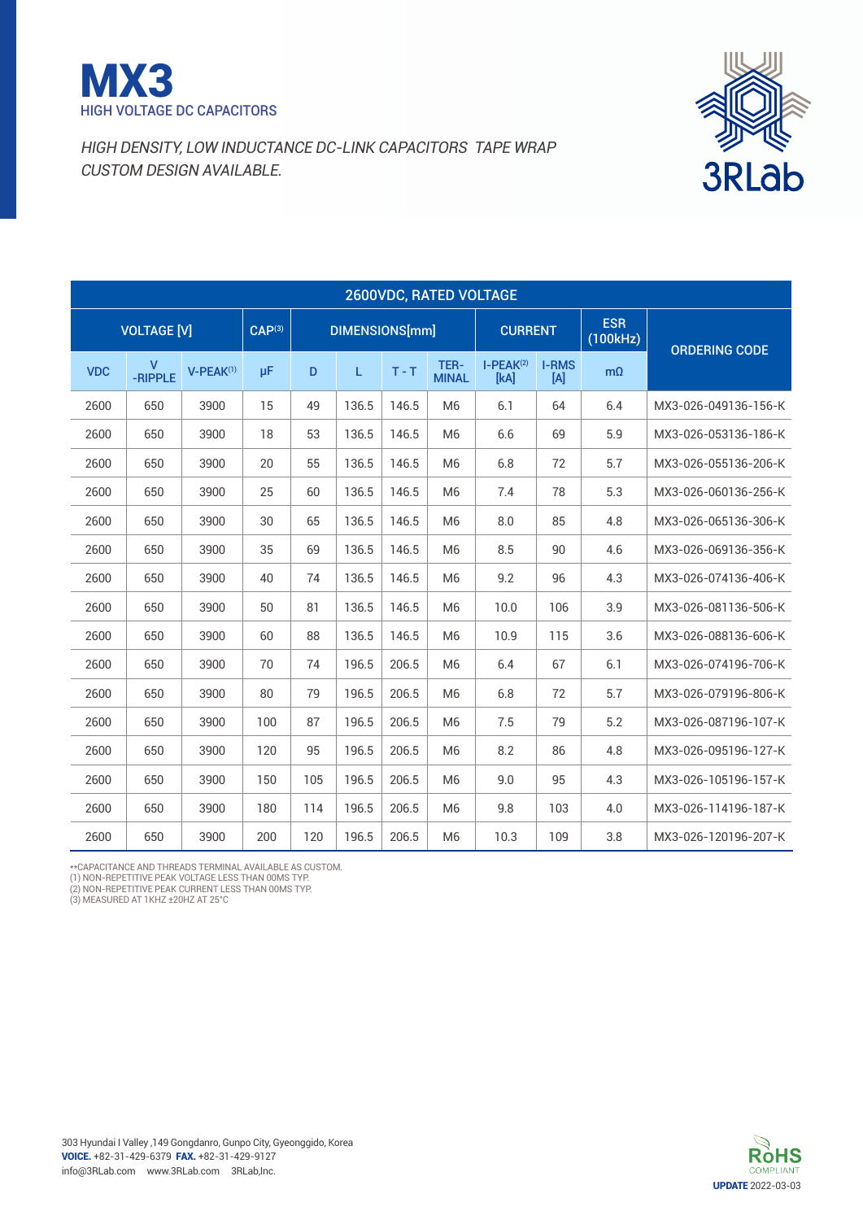# MX3

HIGH VOLTAGE DC CAPACITORS

*HIGH DENSITY, LOW INDUCTANCE DC-LINK CAPACITORS TAPE WRAP CUSTOM DESIGN AVAILABLE.*

3RLab

| 2600VDC, RATED VOLTAGE | | | | | | | | | | | |
|---|---|---|---|---|---|---|---|---|---|---|---|
| VOLTAGE [V] | | | CAP(3) | DIMENSIONS[mm] | | | | CURRENT | | ESR (100kHz) | ORDERING CODE |
| VDC | V -RIPPLE | V-PEAK(1) | μF | D | L | T - T | TER-MINAL | I-PEAK(2) [kA] | I-RMS [A] | mΩ | |
| 2600 | 650 | 3900 | 15 | 49 | 136.5 | 146.5 | M6 | 6.1 | 64 | 6.4 | MX3-026-049136-156-K |
| 2600 | 650 | 3900 | 18 | 53 | 136.5 | 146.5 | M6 | 6.6 | 69 | 5.9 | MX3-026-053136-186-K |
| 2600 | 650 | 3900 | 20 | 55 | 136.5 | 146.5 | M6 | 6.8 | 72 | 5.7 | MX3-026-055136-206-K |
| 2600 | 650 | 3900 | 25 | 60 | 136.5 | 146.5 | M6 | 7.4 | 78 | 5.3 | MX3-026-060136-256-K |
| 2600 | 650 | 3900 | 30 | 65 | 136.5 | 146.5 | M6 | 8.0 | 85 | 4.8 | MX3-026-065136-306-K |
| 2600 | 650 | 3900 | 35 | 69 | 136.5 | 146.5 | M6 | 8.5 | 90 | 4.6 | MX3-026-069136-356-K |
| 2600 | 650 | 3900 | 40 | 74 | 136.5 | 146.5 | M6 | 9.2 | 96 | 4.3 | MX3-026-074136-406-K |
| 2600 | 650 | 3900 | 50 | 81 | 136.5 | 146.5 | M6 | 10.0 | 106 | 3.9 | MX3-026-081136-506-K |
| 2600 | 650 | 3900 | 60 | 88 | 136.5 | 146.5 | M6 | 10.9 | 115 | 3.6 | MX3-026-088136-606-K |
| 2600 | 650 | 3900 | 70 | 74 | 196.5 | 206.5 | M6 | 6.4 | 67 | 6.1 | MX3-026-074196-706-K |
| 2600 | 650 | 3900 | 80 | 79 | 196.5 | 206.5 | M6 | 6.8 | 72 | 5.7 | MX3-026-079196-806-K |
| 2600 | 650 | 3900 | 100 | 87 | 196.5 | 206.5 | M6 | 7.5 | 79 | 5.2 | MX3-026-087196-107-K |
| 2600 | 650 | 3900 | 120 | 95 | 196.5 | 206.5 | M6 | 8.2 | 86 | 4.8 | MX3-026-095196-127-K |
| 2600 | 650 | 3900 | 150 | 105 | 196.5 | 206.5 | M6 | 9.0 | 95 | 4.3 | MX3-026-105196-157-K |
| 2600 | 650 | 3900 | 180 | 114 | 196.5 | 206.5 | M6 | 9.8 | 103 | 4.0 | MX3-026-114196-187-K |
| 2600 | 650 | 3900 | 200 | 120 | 196.5 | 206.5 | M6 | 10.3 | 109 | 3.8 | MX3-026-120196-207-K |

**CAPACITANCE AND THREADS TERMINAL AVAILABLE AS CUSTOM.
(1) NON-REPETITIVE PEAK VOLTAGE LESS THAN 00MS TYP.
(2) NON-REPETITIVE PEAK CURRENT LESS THAN 00MS TYP.
(3) MEASURED AT 1KHZ ±20HZ AT 25°C

303 Hyundai I Valley ,149 Gongdanro, Gunpo City, Gyeonggido, Korea
**VOICE.** +82-31-429-6379 **FAX.** +82-31-429-9127
info@3RLab.com www.3RLab.com 3RLab,Inc.

RoHS COMPLIANT

**UPDATE** 2022-03-03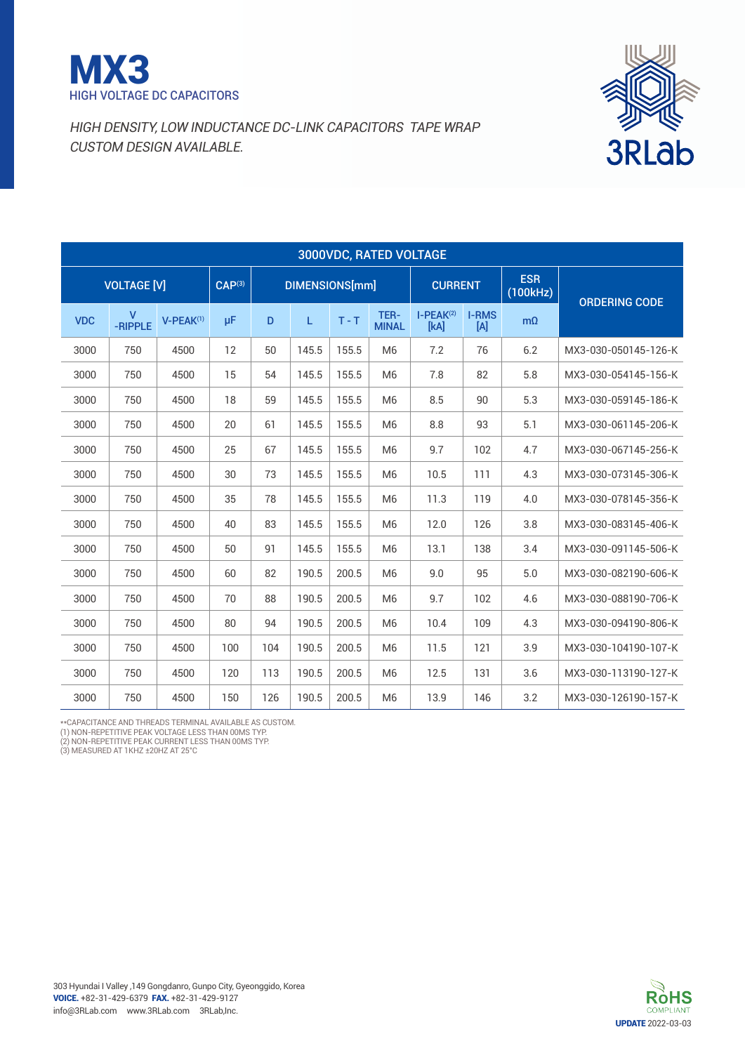# MX3

HIGH VOLTAGE DC CAPACITORS

*HIGH DENSITY, LOW INDUCTANCE DC-LINK CAPACITORS TAPE WRAP CUSTOM DESIGN AVAILABLE.*

3RLab

| 3000VDC, RATED VOLTAGE | | | | | | | | | | | |
|---|---|---|---|---|---|---|---|---|---|---|---|
| VOLTAGE [V] | | | CAP(3) | DIMENSIONS[mm] | | | | CURRENT | | ESR (100kHz) | ORDERING CODE |
| VDC | V -RIPPLE | V-PEAK(1) | µF | D | L | T - T | TER-MINAL | I-PEAK(2) [kA] | I-RMS [A] | mΩ | |
| 3000 | 750 | 4500 | 12 | 50 | 145.5 | 155.5 | M6 | 7.2 | 76 | 6.2 | MX3-030-050145-126-K |
| 3000 | 750 | 4500 | 15 | 54 | 145.5 | 155.5 | M6 | 7.8 | 82 | 5.8 | MX3-030-054145-156-K |
| 3000 | 750 | 4500 | 18 | 59 | 145.5 | 155.5 | M6 | 8.5 | 90 | 5.3 | MX3-030-059145-186-K |
| 3000 | 750 | 4500 | 20 | 61 | 145.5 | 155.5 | M6 | 8.8 | 93 | 5.1 | MX3-030-061145-206-K |
| 3000 | 750 | 4500 | 25 | 67 | 145.5 | 155.5 | M6 | 9.7 | 102 | 4.7 | MX3-030-067145-256-K |
| 3000 | 750 | 4500 | 30 | 73 | 145.5 | 155.5 | M6 | 10.5 | 111 | 4.3 | MX3-030-073145-306-K |
| 3000 | 750 | 4500 | 35 | 78 | 145.5 | 155.5 | M6 | 11.3 | 119 | 4.0 | MX3-030-078145-356-K |
| 3000 | 750 | 4500 | 40 | 83 | 145.5 | 155.5 | M6 | 12.0 | 126 | 3.8 | MX3-030-083145-406-K |
| 3000 | 750 | 4500 | 50 | 91 | 145.5 | 155.5 | M6 | 13.1 | 138 | 3.4 | MX3-030-091145-506-K |
| 3000 | 750 | 4500 | 60 | 82 | 190.5 | 200.5 | M6 | 9.0 | 95 | 5.0 | MX3-030-082190-606-K |
| 3000 | 750 | 4500 | 70 | 88 | 190.5 | 200.5 | M6 | 9.7 | 102 | 4.6 | MX3-030-088190-706-K |
| 3000 | 750 | 4500 | 80 | 94 | 190.5 | 200.5 | M6 | 10.4 | 109 | 4.3 | MX3-030-094190-806-K |
| 3000 | 750 | 4500 | 100 | 104 | 190.5 | 200.5 | M6 | 11.5 | 121 | 3.9 | MX3-030-104190-107-K |
| 3000 | 750 | 4500 | 120 | 113 | 190.5 | 200.5 | M6 | 12.5 | 131 | 3.6 | MX3-030-113190-127-K |
| 3000 | 750 | 4500 | 150 | 126 | 190.5 | 200.5 | M6 | 13.9 | 146 | 3.2 | MX3-030-126190-157-K |

**CAPACITANCE AND THREADS TERMINAL AVAILABLE AS CUSTOM.
(1) NON-REPETITIVE PEAK VOLTAGE LESS THAN 00MS TYP.
(2) NON-REPETITIVE PEAK CURRENT LESS THAN 00MS TYP.
(3) MEASURED AT 1KHZ ±20HZ AT 25°C

303 Hyundai I Valley ,149 Gongdanro, Gunpo City, Gyeonggido, Korea
**VOICE.** +82-31-429-6379 **FAX.** +82-31-429-9127
info@3RLab.com www.3RLab.com 3RLab,Inc.

RoHS COMPLIANT

**UPDATE** 2022-03-03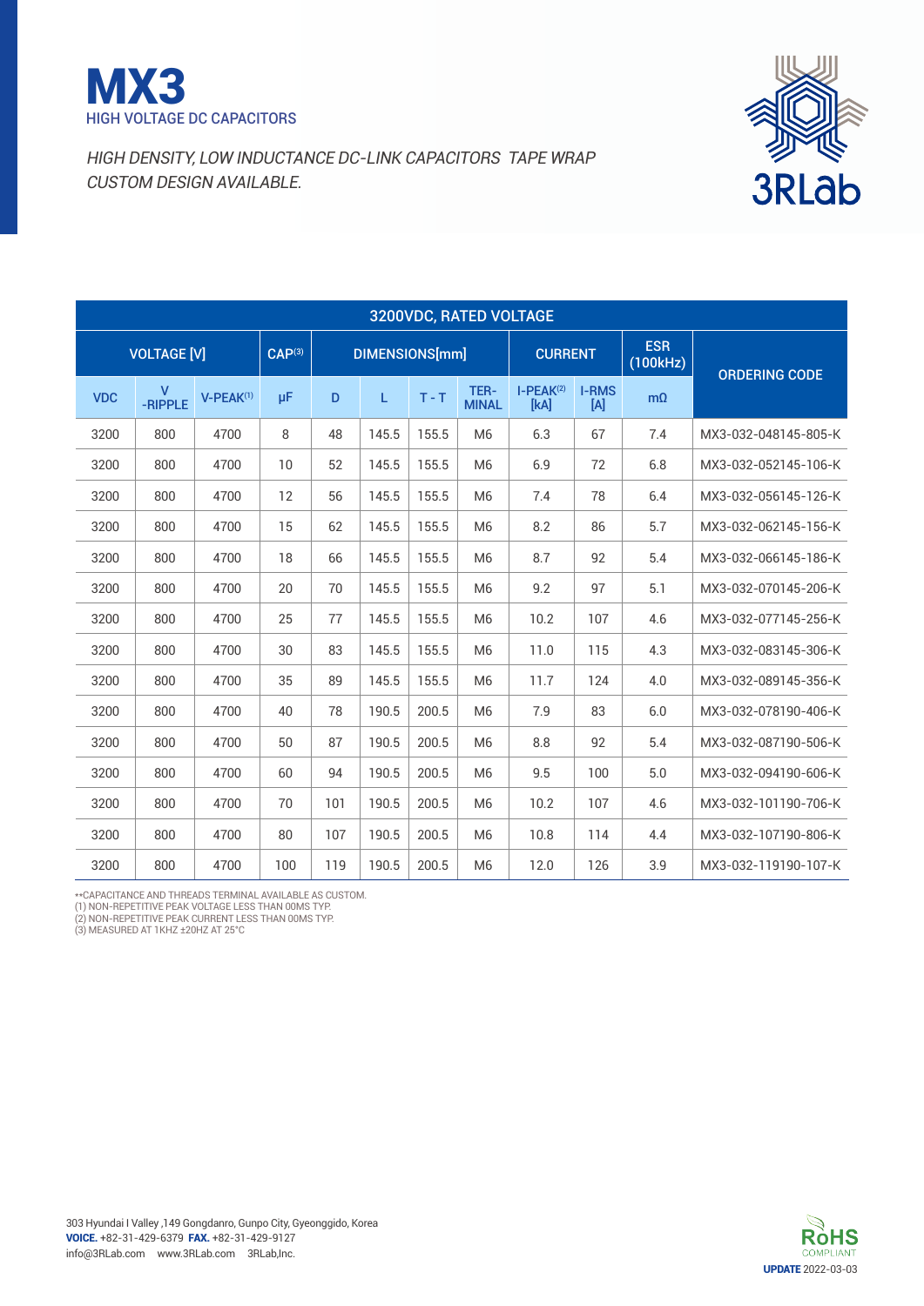# MX3

HIGH VOLTAGE DC CAPACITORS

*HIGH DENSITY, LOW INDUCTANCE DC-LINK CAPACITORS TAPE WRAP CUSTOM DESIGN AVAILABLE.*

| 3200VDC, RATED VOLTAGE | | | | | | | | | | | | |
|---|---|---|---|---|---|---|---|---|---|---|---|---|
| VOLTAGE [V] | | | CAP(3) | DIMENSIONS[mm] | | | | CURRENT | | ESR (100kHz) | ORDERING CODE |
| VDC | V -RIPPLE | V-PEAK(1) | μF | D | L | T - T | TER-MINAL | I-PEAK(2) [kA] | I-RMS [A] | mΩ | |
| 3200 | 800 | 4700 | 8 | 48 | 145.5 | 155.5 | M6 | 6.3 | 67 | 7.4 | MX3-032-048145-805-K |
| 3200 | 800 | 4700 | 10 | 52 | 145.5 | 155.5 | M6 | 6.9 | 72 | 6.8 | MX3-032-052145-106-K |
| 3200 | 800 | 4700 | 12 | 56 | 145.5 | 155.5 | M6 | 7.4 | 78 | 6.4 | MX3-032-056145-126-K |
| 3200 | 800 | 4700 | 15 | 62 | 145.5 | 155.5 | M6 | 8.2 | 86 | 5.7 | MX3-032-062145-156-K |
| 3200 | 800 | 4700 | 18 | 66 | 145.5 | 155.5 | M6 | 8.7 | 92 | 5.4 | MX3-032-066145-186-K |
| 3200 | 800 | 4700 | 20 | 70 | 145.5 | 155.5 | M6 | 9.2 | 97 | 5.1 | MX3-032-070145-206-K |
| 3200 | 800 | 4700 | 25 | 77 | 145.5 | 155.5 | M6 | 10.2 | 107 | 4.6 | MX3-032-077145-256-K |
| 3200 | 800 | 4700 | 30 | 83 | 145.5 | 155.5 | M6 | 11.0 | 115 | 4.3 | MX3-032-083145-306-K |
| 3200 | 800 | 4700 | 35 | 89 | 145.5 | 155.5 | M6 | 11.7 | 124 | 4.0 | MX3-032-089145-356-K |
| 3200 | 800 | 4700 | 40 | 78 | 190.5 | 200.5 | M6 | 7.9 | 83 | 6.0 | MX3-032-078190-406-K |
| 3200 | 800 | 4700 | 50 | 87 | 190.5 | 200.5 | M6 | 8.8 | 92 | 5.4 | MX3-032-087190-506-K |
| 3200 | 800 | 4700 | 60 | 94 | 190.5 | 200.5 | M6 | 9.5 | 100 | 5.0 | MX3-032-094190-606-K |
| 3200 | 800 | 4700 | 70 | 101 | 190.5 | 200.5 | M6 | 10.2 | 107 | 4.6 | MX3-032-101190-706-K |
| 3200 | 800 | 4700 | 80 | 107 | 190.5 | 200.5 | M6 | 10.8 | 114 | 4.4 | MX3-032-107190-806-K |
| 3200 | 800 | 4700 | 100 | 119 | 190.5 | 200.5 | M6 | 12.0 | 126 | 3.9 | MX3-032-119190-107-K |

**CAPACITANCE AND THREADS TERMINAL AVAILABLE AS CUSTOM.
(1) NON-REPETITIVE PEAK VOLTAGE LESS THAN 00MS TYP.
(2) NON-REPETITIVE PEAK CURRENT LESS THAN 00MS TYP.
(3) MEASURED AT 1KHZ ±20HZ AT 25°C

303 Hyundai I Valley ,149 Gongdanro, Gunpo City, Gyeonggido, Korea
**VOICE.** +82-31-429-6379 **FAX.** +82-31-429-9127
info@3RLab.com www.3RLab.com 3RLab,Inc.

RoHS COMPLIANT

**UPDATE** 2022-03-03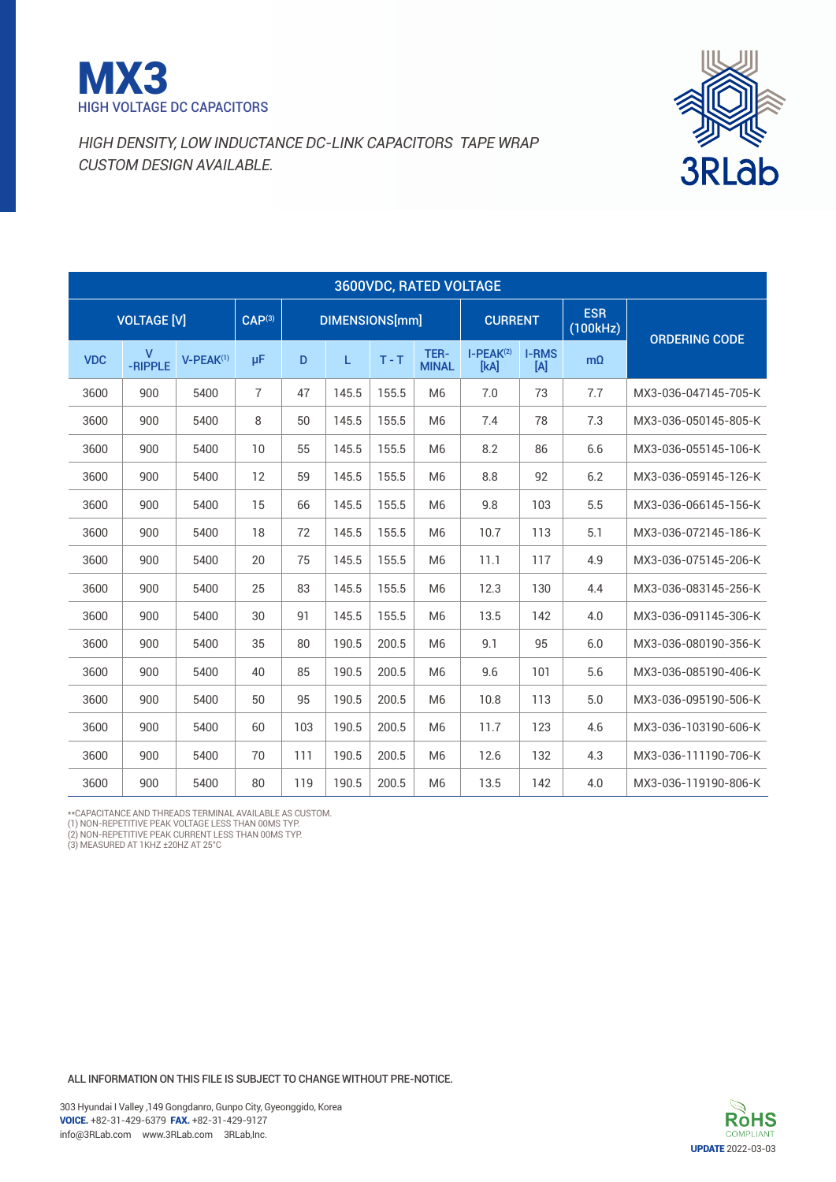# MX3

HIGH VOLTAGE DC CAPACITORS

*HIGH DENSITY, LOW INDUCTANCE DC-LINK CAPACITORS TAPE WRAP CUSTOM DESIGN AVAILABLE.*

3RLab

| 3600VDC, RATED VOLTAGE | | | | | | | | | | | | |
|---|---|---|---|---|---|---|---|---|---|---|---|---|
| VOLTAGE [V] | | | CAP(3) | DIMENSIONS[mm] | | | | CURRENT | | ESR (100kHz) | ORDERING CODE |
| VDC | V -RIPPLE | V-PEAK(1) | μF | D | L | T - T | TER-MINAL | I-PEAK(2) [kA] | I-RMS [A] | mΩ | |
| 3600 | 900 | 5400 | 7 | 47 | 145.5 | 155.5 | M6 | 7.0 | 73 | 7.7 | MX3-036-047145-705-K |
| 3600 | 900 | 5400 | 8 | 50 | 145.5 | 155.5 | M6 | 7.4 | 78 | 7.3 | MX3-036-050145-805-K |
| 3600 | 900 | 5400 | 10 | 55 | 145.5 | 155.5 | M6 | 8.2 | 86 | 6.6 | MX3-036-055145-106-K |
| 3600 | 900 | 5400 | 12 | 59 | 145.5 | 155.5 | M6 | 8.8 | 92 | 6.2 | MX3-036-059145-126-K |
| 3600 | 900 | 5400 | 15 | 66 | 145.5 | 155.5 | M6 | 9.8 | 103 | 5.5 | MX3-036-066145-156-K |
| 3600 | 900 | 5400 | 18 | 72 | 145.5 | 155.5 | M6 | 10.7 | 113 | 5.1 | MX3-036-072145-186-K |
| 3600 | 900 | 5400 | 20 | 75 | 145.5 | 155.5 | M6 | 11.1 | 117 | 4.9 | MX3-036-075145-206-K |
| 3600 | 900 | 5400 | 25 | 83 | 145.5 | 155.5 | M6 | 12.3 | 130 | 4.4 | MX3-036-083145-256-K |
| 3600 | 900 | 5400 | 30 | 91 | 145.5 | 155.5 | M6 | 13.5 | 142 | 4.0 | MX3-036-091145-306-K |
| 3600 | 900 | 5400 | 35 | 80 | 190.5 | 200.5 | M6 | 9.1 | 95 | 6.0 | MX3-036-080190-356-K |
| 3600 | 900 | 5400 | 40 | 85 | 190.5 | 200.5 | M6 | 9.6 | 101 | 5.6 | MX3-036-085190-406-K |
| 3600 | 900 | 5400 | 50 | 95 | 190.5 | 200.5 | M6 | 10.8 | 113 | 5.0 | MX3-036-095190-506-K |
| 3600 | 900 | 5400 | 60 | 103 | 190.5 | 200.5 | M6 | 11.7 | 123 | 4.6 | MX3-036-103190-606-K |
| 3600 | 900 | 5400 | 70 | 111 | 190.5 | 200.5 | M6 | 12.6 | 132 | 4.3 | MX3-036-111190-706-K |
| 3600 | 900 | 5400 | 80 | 119 | 190.5 | 200.5 | M6 | 13.5 | 142 | 4.0 | MX3-036-119190-806-K |

**CAPACITANCE AND THREADS TERMINAL AVAILABLE AS CUSTOM.
(1) NON-REPETITIVE PEAK VOLTAGE LESS THAN 00MS TYP.
(2) NON-REPETITIVE PEAK CURRENT LESS THAN 00MS TYP.
(3) MEASURED AT 1KHZ ±20HZ AT 25°C

ALL INFORMATION ON THIS FILE IS SUBJECT TO CHANGE WITHOUT PRE-NOTICE.

303 Hyundai I Valley ,149 Gongdanro, Gunpo City, Gyeonggido, Korea
**VOICE.** +82-31-429-6379 **FAX.** +82-31-429-9127
info@3RLab.com www.3RLab.com 3RLab,Inc.

RoHS COMPLIANT

**UPDATE** 2022-03-03